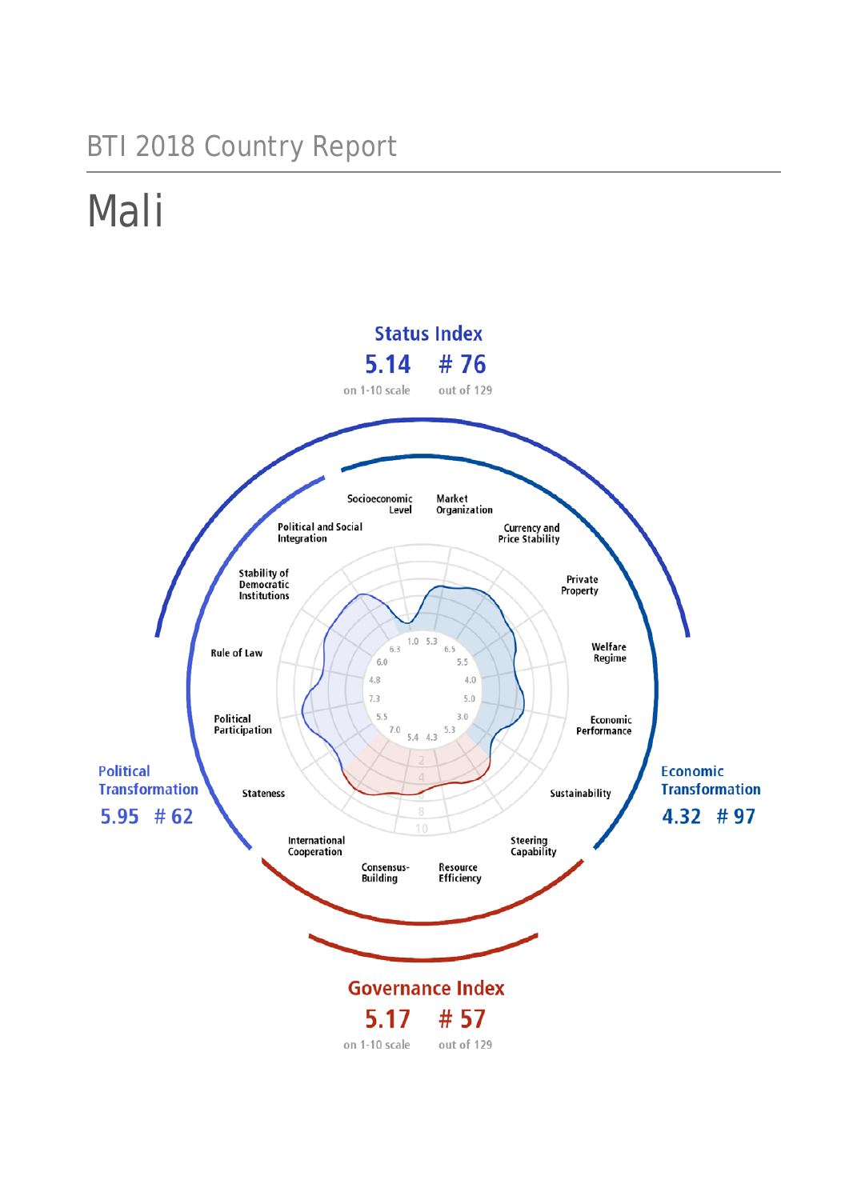BTI 2018 Country Report

# Mali

**Status Index**
5.14 on 1-10 scale
# 76 out of 129

**Political Transformation**
5.95 # 62

**Economic Transformation**
4.32 # 97

**Governance Index**
5.17 on 1-10 scale
# 57 out of 129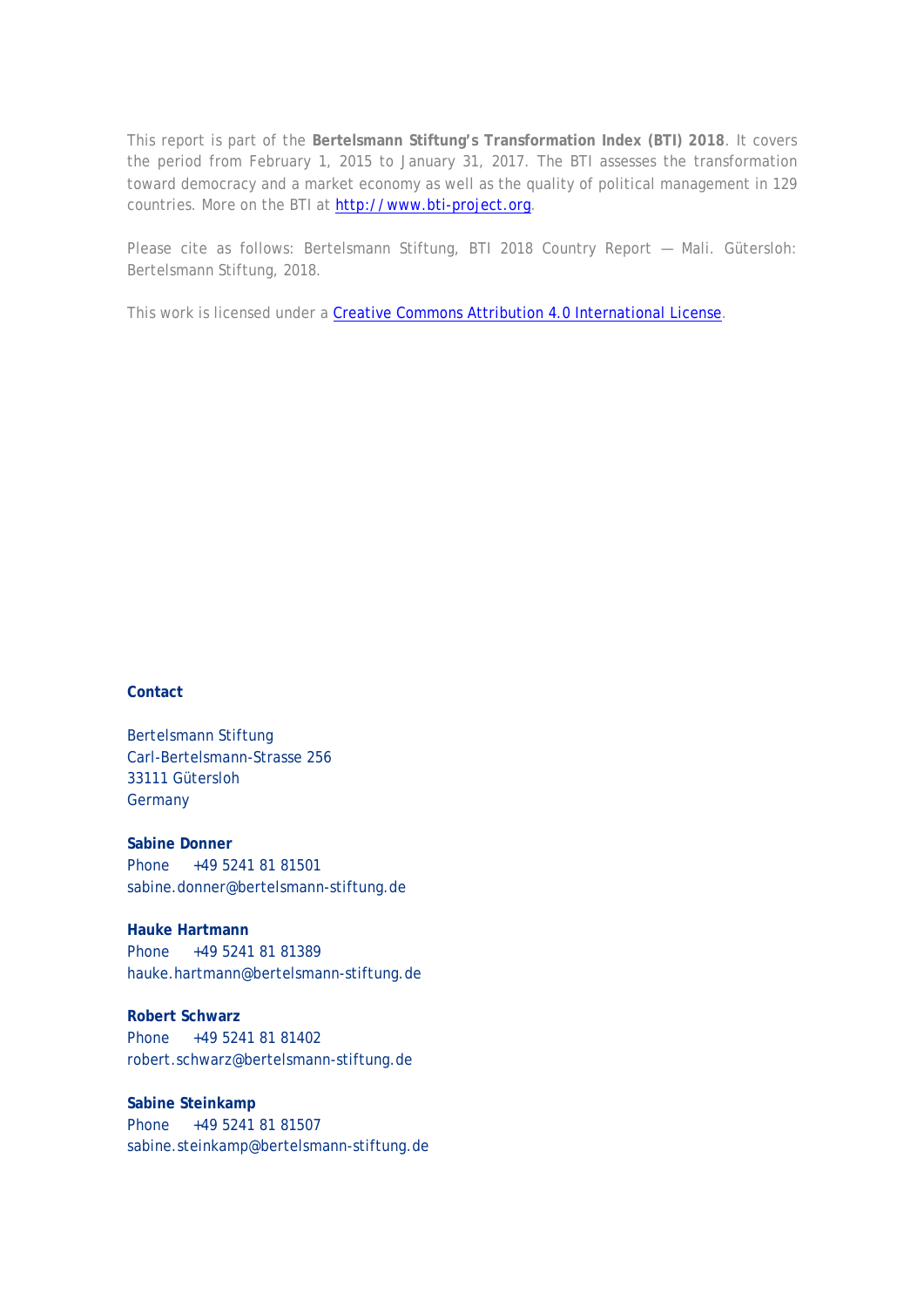This report is part of the **Bertelsmann Stiftung's Transformation Index (BTI) 2018**. It covers the period from February 1, 2015 to January 31, 2017. The BTI assesses the transformation toward democracy and a market economy as well as the quality of political management in 129 countries. More on the BTI at [http://www.bti-project.org](http://www.bti-project.org).

Please cite as follows: Bertelsmann Stiftung, BTI 2018 Country Report — Mali. Gütersloh: Bertelsmann Stiftung, 2018.

This work is licensed under a [Creative Commons Attribution 4.0 International License](https://creativecommons.org/licenses/by/4.0/).

**Contact**

Bertelsmann Stiftung
Carl-Bertelsmann-Strasse 256
33111 Gütersloh
Germany

**Sabine Donner**
Phone +49 5241 81 81501
sabine.donner@bertelsmann-stiftung.de

**Hauke Hartmann**
Phone +49 5241 81 81389
hauke.hartmann@bertelsmann-stiftung.de

**Robert Schwarz**
Phone +49 5241 81 81402
robert.schwarz@bertelsmann-stiftung.de

**Sabine Steinkamp**
Phone +49 5241 81 81507
sabine.steinkamp@bertelsmann-stiftung.de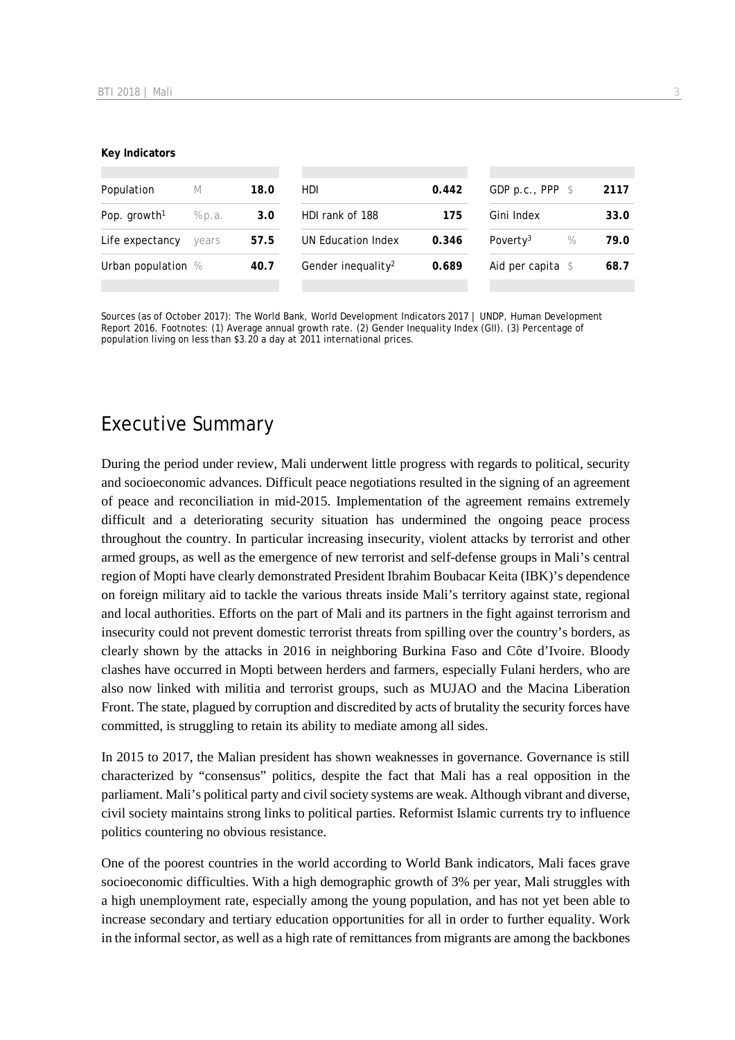**Key Indicators**

| Population | M | 18.0 | HDI | 0.442 | GDP p.c., PPP | $ | 2117 |
|---|---|---|---|---|---|---|---|
| Pop. growth[1] | % p.a. | 3.0 | HDI rank of 188 | 175 | Gini Index | | 33.0 |
| Life expectancy | years | 57.5 | UN Education Index | 0.346 | Poverty[3] | % | 79.0 |
| Urban population | % | 40.7 | Gender inequality[2] | 0.689 | Aid per capita | $ | 68.7 |

Sources (as of October 2017): The World Bank, World Development Indicators 2017 | UNDP, Human Development Report 2016. Footnotes: (1) Average annual growth rate. (2) Gender Inequality Index (GII). (3) Percentage of population living on less than $3.20 a day at 2011 international prices.

# Executive Summary

During the period under review, Mali underwent little progress with regards to political, security and socioeconomic advances. Difficult peace negotiations resulted in the signing of an agreement of peace and reconciliation in mid-2015. Implementation of the agreement remains extremely difficult and a deteriorating security situation has undermined the ongoing peace process throughout the country. In particular increasing insecurity, violent attacks by terrorist and other armed groups, as well as the emergence of new terrorist and self-defense groups in Mali's central region of Mopti have clearly demonstrated President Ibrahim Boubacar Keita (IBK)'s dependence on foreign military aid to tackle the various threats inside Mali's territory against state, regional and local authorities. Efforts on the part of Mali and its partners in the fight against terrorism and insecurity could not prevent domestic terrorist threats from spilling over the country's borders, as clearly shown by the attacks in 2016 in neighboring Burkina Faso and Côte d'Ivoire. Bloody clashes have occurred in Mopti between herders and farmers, especially Fulani herders, who are also now linked with militia and terrorist groups, such as MUJAO and the Macina Liberation Front. The state, plagued by corruption and discredited by acts of brutality the security forces have committed, is struggling to retain its ability to mediate among all sides.

In 2015 to 2017, the Malian president has shown weaknesses in governance. Governance is still characterized by "consensus" politics, despite the fact that Mali has a real opposition in the parliament. Mali's political party and civil society systems are weak. Although vibrant and diverse, civil society maintains strong links to political parties. Reformist Islamic currents try to influence politics countering no obvious resistance.

One of the poorest countries in the world according to World Bank indicators, Mali faces grave socioeconomic difficulties. With a high demographic growth of 3% per year, Mali struggles with a high unemployment rate, especially among the young population, and has not yet been able to increase secondary and tertiary education opportunities for all in order to further equality. Work in the informal sector, as well as a high rate of remittances from migrants are among the backbones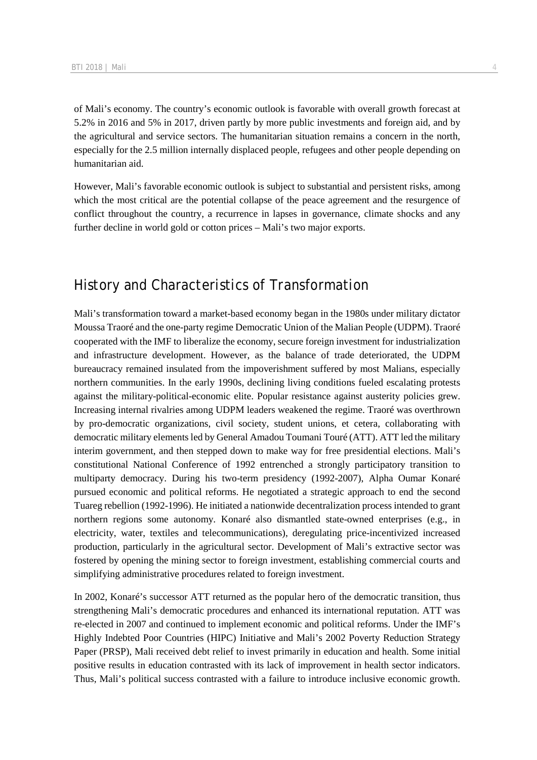of Mali's economy. The country's economic outlook is favorable with overall growth forecast at 5.2% in 2016 and 5% in 2017, driven partly by more public investments and foreign aid, and by the agricultural and service sectors. The humanitarian situation remains a concern in the north, especially for the 2.5 million internally displaced people, refugees and other people depending on humanitarian aid.

However, Mali's favorable economic outlook is subject to substantial and persistent risks, among which the most critical are the potential collapse of the peace agreement and the resurgence of conflict throughout the country, a recurrence in lapses in governance, climate shocks and any further decline in world gold or cotton prices – Mali's two major exports.

## History and Characteristics of Transformation

Mali's transformation toward a market-based economy began in the 1980s under military dictator Moussa Traoré and the one-party regime Democratic Union of the Malian People (UDPM). Traoré cooperated with the IMF to liberalize the economy, secure foreign investment for industrialization and infrastructure development. However, as the balance of trade deteriorated, the UDPM bureaucracy remained insulated from the impoverishment suffered by most Malians, especially northern communities. In the early 1990s, declining living conditions fueled escalating protests against the military-political-economic elite. Popular resistance against austerity policies grew. Increasing internal rivalries among UDPM leaders weakened the regime. Traoré was overthrown by pro-democratic organizations, civil society, student unions, et cetera, collaborating with democratic military elements led by General Amadou Toumani Touré (ATT). ATT led the military interim government, and then stepped down to make way for free presidential elections. Mali's constitutional National Conference of 1992 entrenched a strongly participatory transition to multiparty democracy. During his two-term presidency (1992-2007), Alpha Oumar Konaré pursued economic and political reforms. He negotiated a strategic approach to end the second Tuareg rebellion (1992-1996). He initiated a nationwide decentralization process intended to grant northern regions some autonomy. Konaré also dismantled state-owned enterprises (e.g., in electricity, water, textiles and telecommunications), deregulating price-incentivized increased production, particularly in the agricultural sector. Development of Mali's extractive sector was fostered by opening the mining sector to foreign investment, establishing commercial courts and simplifying administrative procedures related to foreign investment.

In 2002, Konaré's successor ATT returned as the popular hero of the democratic transition, thus strengthening Mali's democratic procedures and enhanced its international reputation. ATT was re-elected in 2007 and continued to implement economic and political reforms. Under the IMF's Highly Indebted Poor Countries (HIPC) Initiative and Mali's 2002 Poverty Reduction Strategy Paper (PRSP), Mali received debt relief to invest primarily in education and health. Some initial positive results in education contrasted with its lack of improvement in health sector indicators. Thus, Mali's political success contrasted with a failure to introduce inclusive economic growth.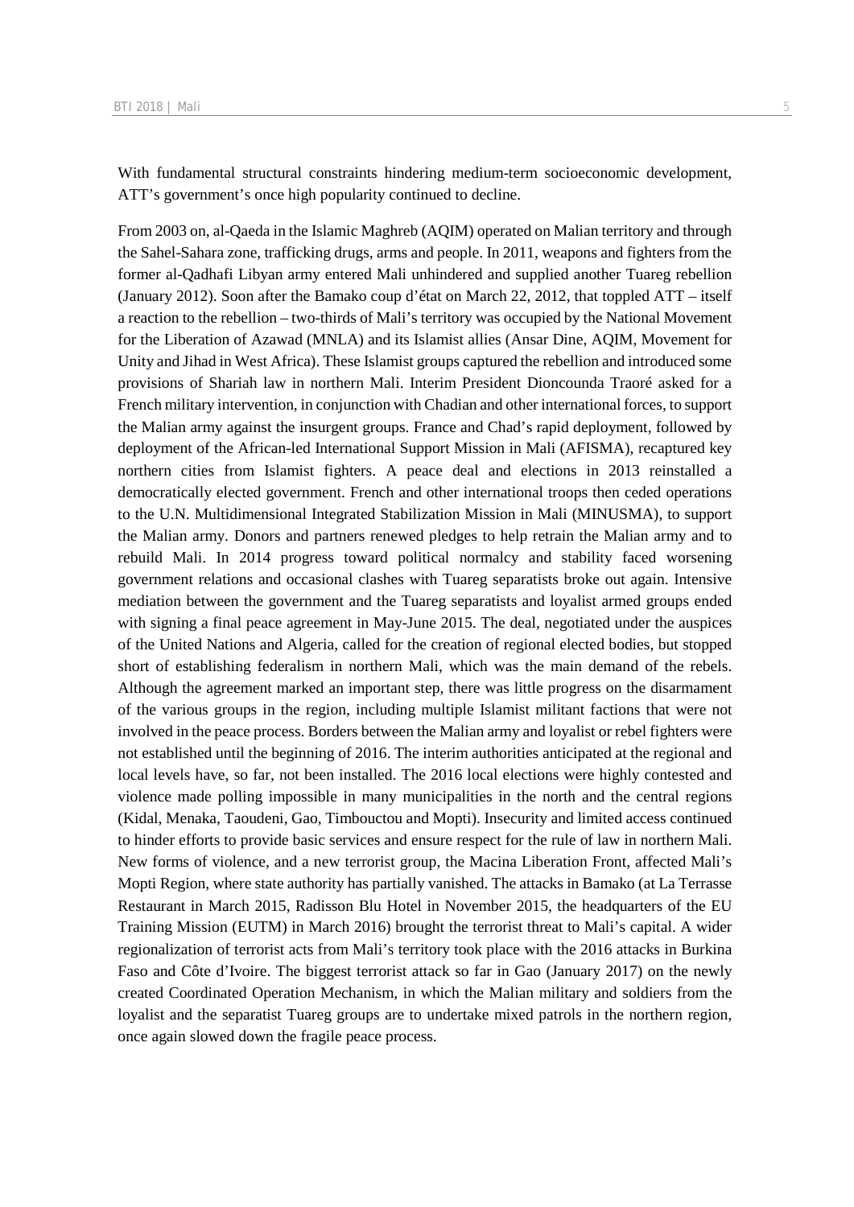With fundamental structural constraints hindering medium-term socioeconomic development, ATT's government's once high popularity continued to decline.

From 2003 on, al-Qaeda in the Islamic Maghreb (AQIM) operated on Malian territory and through the Sahel-Sahara zone, trafficking drugs, arms and people. In 2011, weapons and fighters from the former al-Qadhafi Libyan army entered Mali unhindered and supplied another Tuareg rebellion (January 2012). Soon after the Bamako coup d'état on March 22, 2012, that toppled ATT – itself a reaction to the rebellion – two-thirds of Mali's territory was occupied by the National Movement for the Liberation of Azawad (MNLA) and its Islamist allies (Ansar Dine, AQIM, Movement for Unity and Jihad in West Africa). These Islamist groups captured the rebellion and introduced some provisions of Shariah law in northern Mali. Interim President Dioncounda Traoré asked for a French military intervention, in conjunction with Chadian and other international forces, to support the Malian army against the insurgent groups. France and Chad's rapid deployment, followed by deployment of the African-led International Support Mission in Mali (AFISMA), recaptured key northern cities from Islamist fighters. A peace deal and elections in 2013 reinstalled a democratically elected government. French and other international troops then ceded operations to the U.N. Multidimensional Integrated Stabilization Mission in Mali (MINUSMA), to support the Malian army. Donors and partners renewed pledges to help retrain the Malian army and to rebuild Mali. In 2014 progress toward political normalcy and stability faced worsening government relations and occasional clashes with Tuareg separatists broke out again. Intensive mediation between the government and the Tuareg separatists and loyalist armed groups ended with signing a final peace agreement in May-June 2015. The deal, negotiated under the auspices of the United Nations and Algeria, called for the creation of regional elected bodies, but stopped short of establishing federalism in northern Mali, which was the main demand of the rebels. Although the agreement marked an important step, there was little progress on the disarmament of the various groups in the region, including multiple Islamist militant factions that were not involved in the peace process. Borders between the Malian army and loyalist or rebel fighters were not established until the beginning of 2016. The interim authorities anticipated at the regional and local levels have, so far, not been installed. The 2016 local elections were highly contested and violence made polling impossible in many municipalities in the north and the central regions (Kidal, Menaka, Taoudeni, Gao, Timbouctou and Mopti). Insecurity and limited access continued to hinder efforts to provide basic services and ensure respect for the rule of law in northern Mali. New forms of violence, and a new terrorist group, the Macina Liberation Front, affected Mali's Mopti Region, where state authority has partially vanished. The attacks in Bamako (at La Terrasse Restaurant in March 2015, Radisson Blu Hotel in November 2015, the headquarters of the EU Training Mission (EUTM) in March 2016) brought the terrorist threat to Mali's capital. A wider regionalization of terrorist acts from Mali's territory took place with the 2016 attacks in Burkina Faso and Côte d'Ivoire. The biggest terrorist attack so far in Gao (January 2017) on the newly created Coordinated Operation Mechanism, in which the Malian military and soldiers from the loyalist and the separatist Tuareg groups are to undertake mixed patrols in the northern region, once again slowed down the fragile peace process.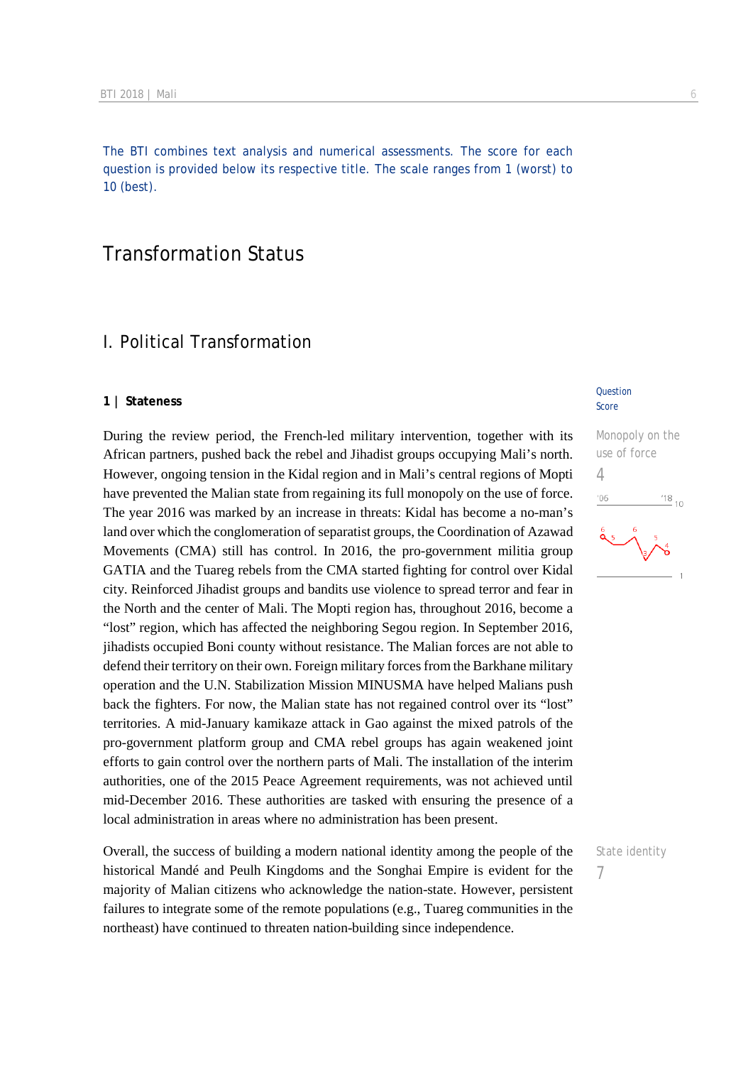The BTI combines text analysis and numerical assessments. The score for each question is provided below its respective title. The scale ranges from 1 (worst) to 10 (best).

# Transformation Status

## I. Political Transformation

### 1 | Stateness

Question
Score

Monopoly on the use of force
4

During the review period, the French-led military intervention, together with its African partners, pushed back the rebel and Jihadist groups occupying Mali's north. However, ongoing tension in the Kidal region and in Mali's central regions of Mopti have prevented the Malian state from regaining its full monopoly on the use of force. The year 2016 was marked by an increase in threats: Kidal has become a no-man's land over which the conglomeration of separatist groups, the Coordination of Azawad Movements (CMA) still has control. In 2016, the pro-government militia group GATIA and the Tuareg rebels from the CMA started fighting for control over Kidal city. Reinforced Jihadist groups and bandits use violence to spread terror and fear in the North and the center of Mali. The Mopti region has, throughout 2016, become a "lost" region, which has affected the neighboring Segou region. In September 2016, jihadists occupied Boni county without resistance. The Malian forces are not able to defend their territory on their own. Foreign military forces from the Barkhane military operation and the U.N. Stabilization Mission MINUSMA have helped Malians push back the fighters. For now, the Malian state has not regained control over its "lost" territories. A mid-January kamikaze attack in Gao against the mixed patrols of the pro-government platform group and CMA rebel groups has again weakened joint efforts to gain control over the northern parts of Mali. The installation of the interim authorities, one of the 2015 Peace Agreement requirements, was not achieved until mid-December 2016. These authorities are tasked with ensuring the presence of a local administration in areas where no administration has been present.

State identity
7

Overall, the success of building a modern national identity among the people of the historical Mandé and Peulh Kingdoms and the Songhai Empire is evident for the majority of Malian citizens who acknowledge the nation-state. However, persistent failures to integrate some of the remote populations (e.g., Tuareg communities in the northeast) have continued to threaten nation-building since independence.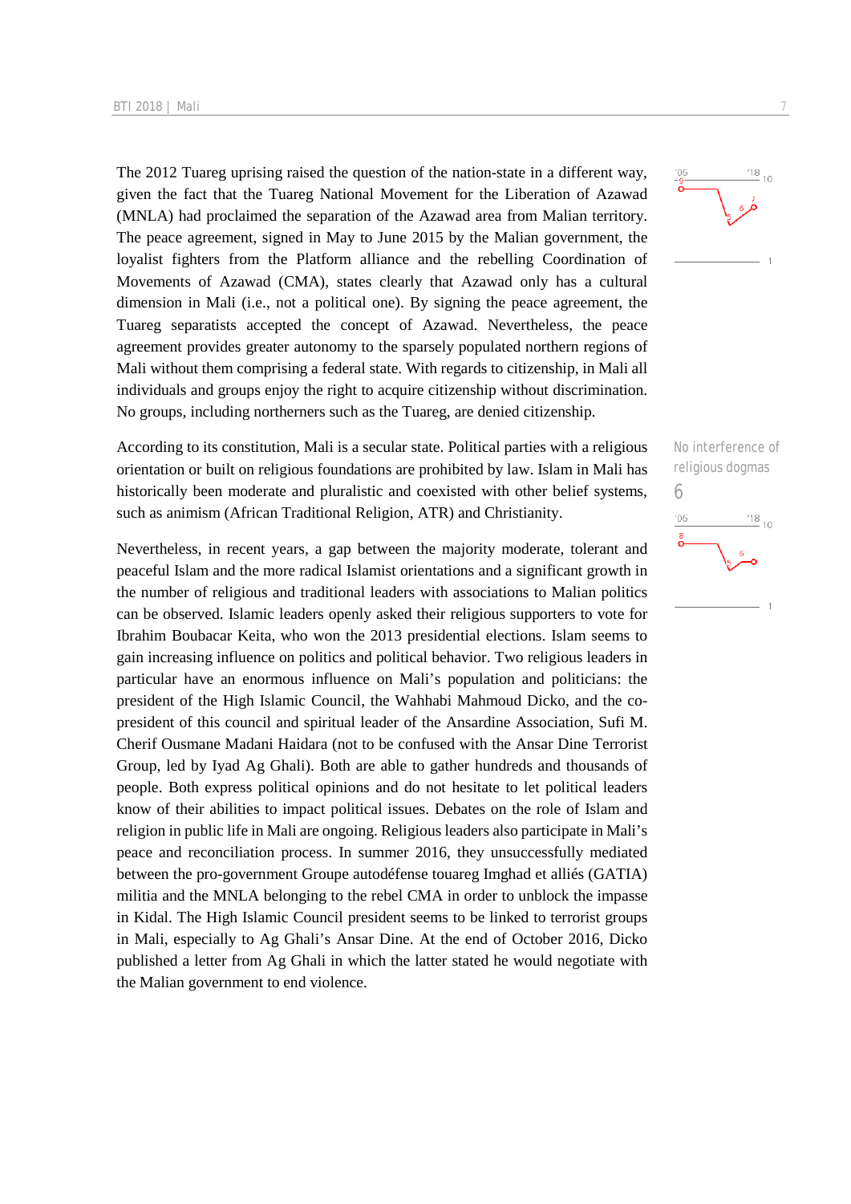The 2012 Tuareg uprising raised the question of the nation-state in a different way, given the fact that the Tuareg National Movement for the Liberation of Azawad (MNLA) had proclaimed the separation of the Azawad area from Malian territory. The peace agreement, signed in May to June 2015 by the Malian government, the loyalist fighters from the Platform alliance and the rebelling Coordination of Movements of Azawad (CMA), states clearly that Azawad only has a cultural dimension in Mali (i.e., not a political one). By signing the peace agreement, the Tuareg separatists accepted the concept of Azawad. Nevertheless, the peace agreement provides greater autonomy to the sparsely populated northern regions of Mali without them comprising a federal state. With regards to citizenship, in Mali all individuals and groups enjoy the right to acquire citizenship without discrimination. No groups, including northerners such as the Tuareg, are denied citizenship.

No interference of religious dogmas

6

According to its constitution, Mali is a secular state. Political parties with a religious orientation or built on religious foundations are prohibited by law. Islam in Mali has historically been moderate and pluralistic and coexisted with other belief systems, such as animism (African Traditional Religion, ATR) and Christianity.

Nevertheless, in recent years, a gap between the majority moderate, tolerant and peaceful Islam and the more radical Islamist orientations and a significant growth in the number of religious and traditional leaders with associations to Malian politics can be observed. Islamic leaders openly asked their religious supporters to vote for Ibrahim Boubacar Keita, who won the 2013 presidential elections. Islam seems to gain increasing influence on politics and political behavior. Two religious leaders in particular have an enormous influence on Mali's population and politicians: the president of the High Islamic Council, the Wahhabi Mahmoud Dicko, and the co-president of this council and spiritual leader of the Ansardine Association, Sufi M. Cherif Ousmane Madani Haidara (not to be confused with the Ansar Dine Terrorist Group, led by Iyad Ag Ghali). Both are able to gather hundreds and thousands of people. Both express political opinions and do not hesitate to let political leaders know of their abilities to impact political issues. Debates on the role of Islam and religion in public life in Mali are ongoing. Religious leaders also participate in Mali's peace and reconciliation process. In summer 2016, they unsuccessfully mediated between the pro-government Groupe autodéfense touareg Imghad et alliés (GATIA) militia and the MNLA belonging to the rebel CMA in order to unblock the impasse in Kidal. The High Islamic Council president seems to be linked to terrorist groups in Mali, especially to Ag Ghali's Ansar Dine. At the end of October 2016, Dicko published a letter from Ag Ghali in which the latter stated he would negotiate with the Malian government to end violence.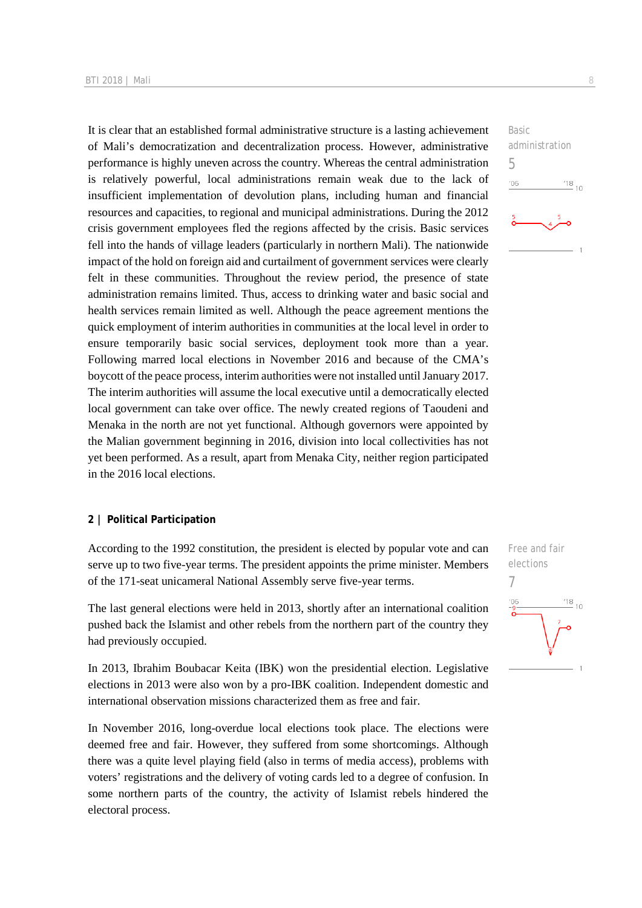It is clear that an established formal administrative structure is a lasting achievement of Mali's democratization and decentralization process. However, administrative performance is highly uneven across the country. Whereas the central administration is relatively powerful, local administrations remain weak due to the lack of insufficient implementation of devolution plans, including human and financial resources and capacities, to regional and municipal administrations. During the 2012 crisis government employees fled the regions affected by the crisis. Basic services fell into the hands of village leaders (particularly in northern Mali). The nationwide impact of the hold on foreign aid and curtailment of government services were clearly felt in these communities. Throughout the review period, the presence of state administration remains limited. Thus, access to drinking water and basic social and health services remain limited as well. Although the peace agreement mentions the quick employment of interim authorities in communities at the local level in order to ensure temporarily basic social services, deployment took more than a year. Following marred local elections in November 2016 and because of the CMA's boycott of the peace process, interim authorities were not installed until January 2017. The interim authorities will assume the local executive until a democratically elected local government can take over office. The newly created regions of Taoudeni and Menaka in the north are not yet functional. Although governors were appointed by the Malian government beginning in 2016, division into local collectivities has not yet been performed. As a result, apart from Menaka City, neither region participated in the 2016 local elections.

Basic administration
5

## 2 | Political Participation

According to the 1992 constitution, the president is elected by popular vote and can serve up to two five-year terms. The president appoints the prime minister. Members of the 171-seat unicameral National Assembly serve five-year terms.

Free and fair elections
7

The last general elections were held in 2013, shortly after an international coalition pushed back the Islamist and other rebels from the northern part of the country they had previously occupied.

In 2013, Ibrahim Boubacar Keita (IBK) won the presidential election. Legislative elections in 2013 were also won by a pro-IBK coalition. Independent domestic and international observation missions characterized them as free and fair.

In November 2016, long-overdue local elections took place. The elections were deemed free and fair. However, they suffered from some shortcomings. Although there was a quite level playing field (also in terms of media access), problems with voters' registrations and the delivery of voting cards led to a degree of confusion. In some northern parts of the country, the activity of Islamist rebels hindered the electoral process.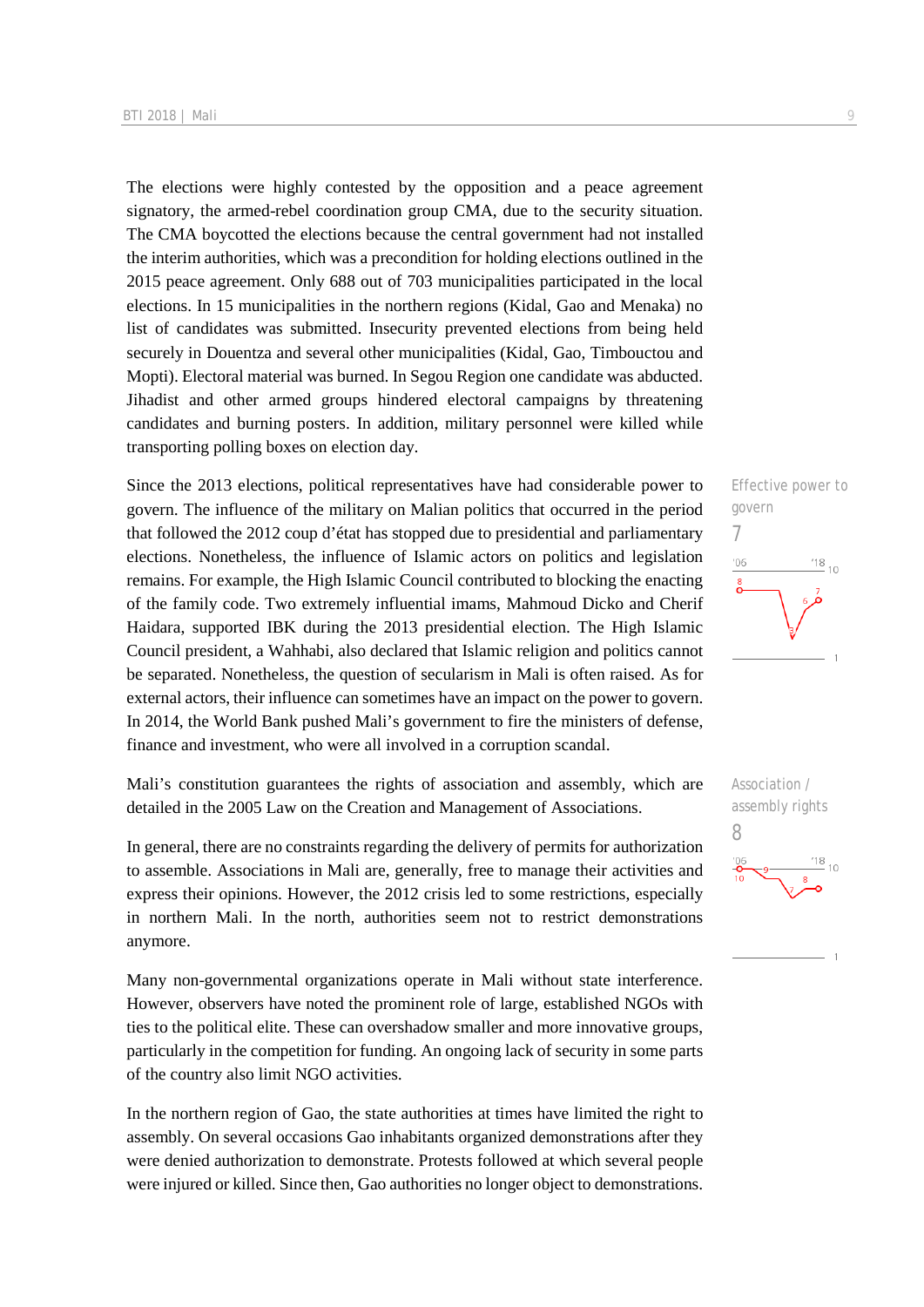The elections were highly contested by the opposition and a peace agreement signatory, the armed-rebel coordination group CMA, due to the security situation. The CMA boycotted the elections because the central government had not installed the interim authorities, which was a precondition for holding elections outlined in the 2015 peace agreement. Only 688 out of 703 municipalities participated in the local elections. In 15 municipalities in the northern regions (Kidal, Gao and Menaka) no list of candidates was submitted. Insecurity prevented elections from being held securely in Douentza and several other municipalities (Kidal, Gao, Timbouctou and Mopti). Electoral material was burned. In Segou Region one candidate was abducted. Jihadist and other armed groups hindered electoral campaigns by threatening candidates and burning posters. In addition, military personnel were killed while transporting polling boxes on election day.

Effective power to govern

7

Since the 2013 elections, political representatives have had considerable power to govern. The influence of the military on Malian politics that occurred in the period that followed the 2012 coup d'état has stopped due to presidential and parliamentary elections. Nonetheless, the influence of Islamic actors on politics and legislation remains. For example, the High Islamic Council contributed to blocking the enacting of the family code. Two extremely influential imams, Mahmoud Dicko and Cherif Haidara, supported IBK during the 2013 presidential election. The High Islamic Council president, a Wahhabi, also declared that Islamic religion and politics cannot be separated. Nonetheless, the question of secularism in Mali is often raised. As for external actors, their influence can sometimes have an impact on the power to govern. In 2014, the World Bank pushed Mali's government to fire the ministers of defense, finance and investment, who were all involved in a corruption scandal.

Association / assembly rights

8

Mali's constitution guarantees the rights of association and assembly, which are detailed in the 2005 Law on the Creation and Management of Associations.

In general, there are no constraints regarding the delivery of permits for authorization to assemble. Associations in Mali are, generally, free to manage their activities and express their opinions. However, the 2012 crisis led to some restrictions, especially in northern Mali. In the north, authorities seem not to restrict demonstrations anymore.

Many non-governmental organizations operate in Mali without state interference. However, observers have noted the prominent role of large, established NGOs with ties to the political elite. These can overshadow smaller and more innovative groups, particularly in the competition for funding. An ongoing lack of security in some parts of the country also limit NGO activities.

In the northern region of Gao, the state authorities at times have limited the right to assembly. On several occasions Gao inhabitants organized demonstrations after they were denied authorization to demonstrate. Protests followed at which several people were injured or killed. Since then, Gao authorities no longer object to demonstrations.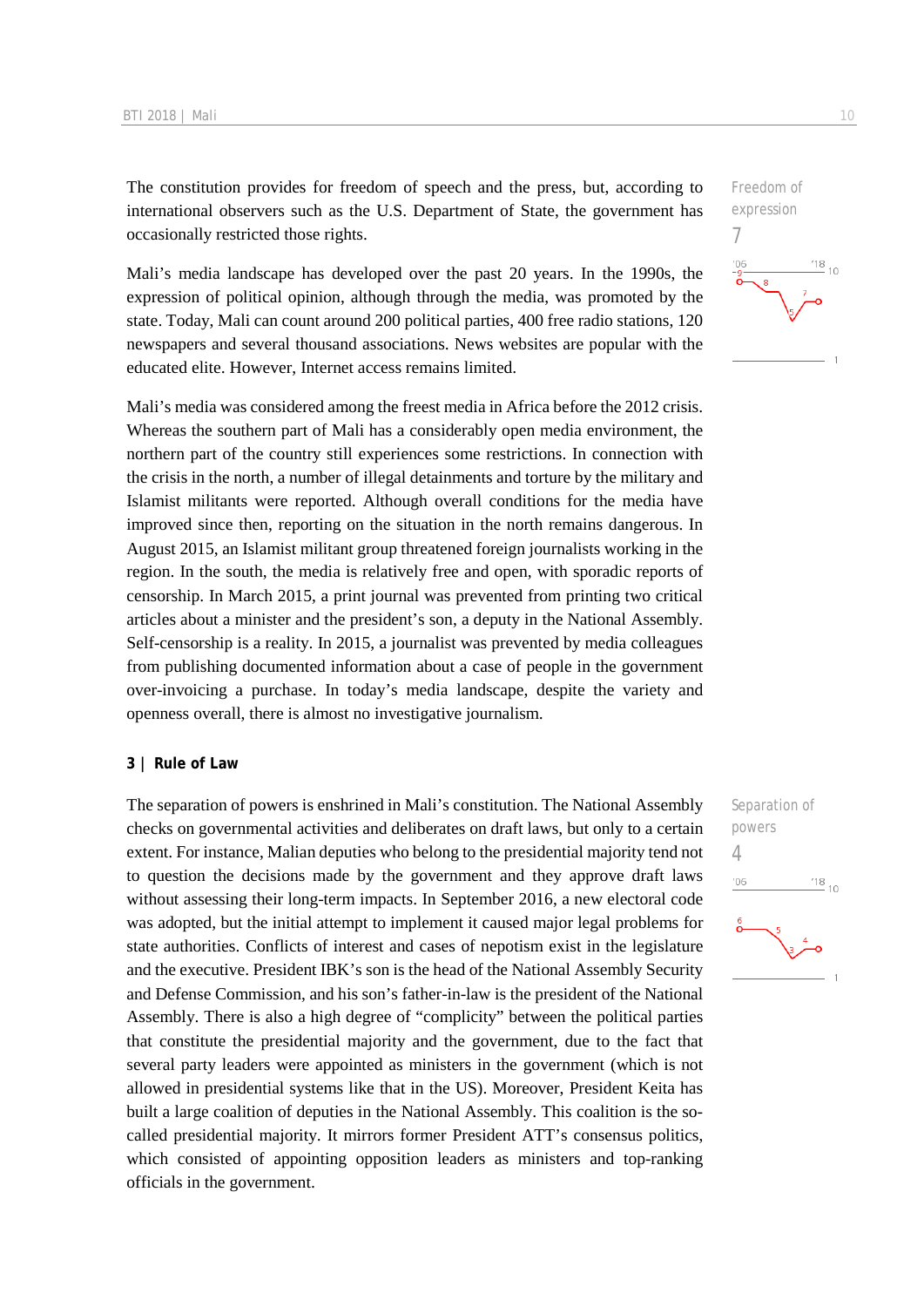The constitution provides for freedom of speech and the press, but, according to international observers such as the U.S. Department of State, the government has occasionally restricted those rights.

Freedom of expression
7

Mali's media landscape has developed over the past 20 years. In the 1990s, the expression of political opinion, although through the media, was promoted by the state. Today, Mali can count around 200 political parties, 400 free radio stations, 120 newspapers and several thousand associations. News websites are popular with the educated elite. However, Internet access remains limited.

Mali's media was considered among the freest media in Africa before the 2012 crisis. Whereas the southern part of Mali has a considerably open media environment, the northern part of the country still experiences some restrictions. In connection with the crisis in the north, a number of illegal detainments and torture by the military and Islamist militants were reported. Although overall conditions for the media have improved since then, reporting on the situation in the north remains dangerous. In August 2015, an Islamist militant group threatened foreign journalists working in the region. In the south, the media is relatively free and open, with sporadic reports of censorship. In March 2015, a print journal was prevented from printing two critical articles about a minister and the president's son, a deputy in the National Assembly. Self-censorship is a reality. In 2015, a journalist was prevented by media colleagues from publishing documented information about a case of people in the government over-invoicing a purchase. In today's media landscape, despite the variety and openness overall, there is almost no investigative journalism.

## 3 | Rule of Law

The separation of powers is enshrined in Mali's constitution. The National Assembly checks on governmental activities and deliberates on draft laws, but only to a certain extent. For instance, Malian deputies who belong to the presidential majority tend not to question the decisions made by the government and they approve draft laws without assessing their long-term impacts. In September 2016, a new electoral code was adopted, but the initial attempt to implement it caused major legal problems for state authorities. Conflicts of interest and cases of nepotism exist in the legislature and the executive. President IBK's son is the head of the National Assembly Security and Defense Commission, and his son's father-in-law is the president of the National Assembly. There is also a high degree of "complicity" between the political parties that constitute the presidential majority and the government, due to the fact that several party leaders were appointed as ministers in the government (which is not allowed in presidential systems like that in the US). Moreover, President Keita has built a large coalition of deputies in the National Assembly. This coalition is the so-called presidential majority. It mirrors former President ATT's consensus politics, which consisted of appointing opposition leaders as ministers and top-ranking officials in the government.

Separation of powers
4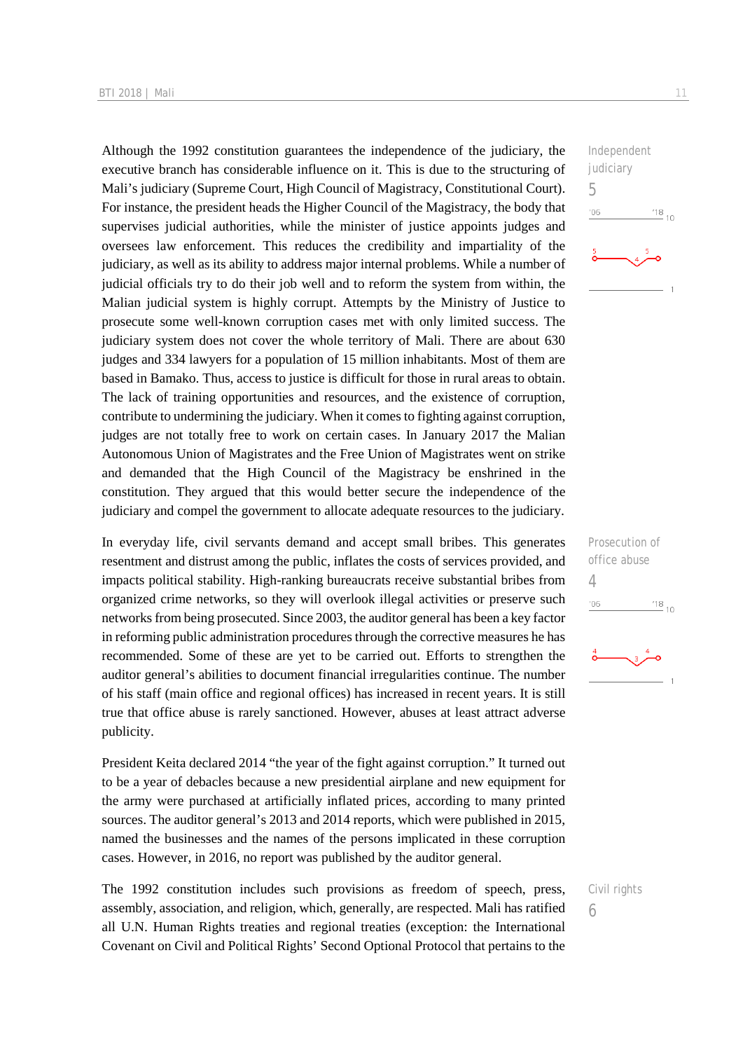Independent judiciary

5

Although the 1992 constitution guarantees the independence of the judiciary, the executive branch has considerable influence on it. This is due to the structuring of Mali's judiciary (Supreme Court, High Council of Magistracy, Constitutional Court). For instance, the president heads the Higher Council of the Magistracy, the body that supervises judicial authorities, while the minister of justice appoints judges and oversees law enforcement. This reduces the credibility and impartiality of the judiciary, as well as its ability to address major internal problems. While a number of judicial officials try to do their job well and to reform the system from within, the Malian judicial system is highly corrupt. Attempts by the Ministry of Justice to prosecute some well-known corruption cases met with only limited success. The judiciary system does not cover the whole territory of Mali. There are about 630 judges and 334 lawyers for a population of 15 million inhabitants. Most of them are based in Bamako. Thus, access to justice is difficult for those in rural areas to obtain. The lack of training opportunities and resources, and the existence of corruption, contribute to undermining the judiciary. When it comes to fighting against corruption, judges are not totally free to work on certain cases. In January 2017 the Malian Autonomous Union of Magistrates and the Free Union of Magistrates went on strike and demanded that the High Council of the Magistracy be enshrined in the constitution. They argued that this would better secure the independence of the judiciary and compel the government to allocate adequate resources to the judiciary.

Prosecution of office abuse

4

In everyday life, civil servants demand and accept small bribes. This generates resentment and distrust among the public, inflates the costs of services provided, and impacts political stability. High-ranking bureaucrats receive substantial bribes from organized crime networks, so they will overlook illegal activities or preserve such networks from being prosecuted. Since 2003, the auditor general has been a key factor in reforming public administration procedures through the corrective measures he has recommended. Some of these are yet to be carried out. Efforts to strengthen the auditor general's abilities to document financial irregularities continue. The number of his staff (main office and regional offices) has increased in recent years. It is still true that office abuse is rarely sanctioned. However, abuses at least attract adverse publicity.

President Keita declared 2014 "the year of the fight against corruption." It turned out to be a year of debacles because a new presidential airplane and new equipment for the army were purchased at artificially inflated prices, according to many printed sources. The auditor general's 2013 and 2014 reports, which were published in 2015, named the businesses and the names of the persons implicated in these corruption cases. However, in 2016, no report was published by the auditor general.

Civil rights

6

The 1992 constitution includes such provisions as freedom of speech, press, assembly, association, and religion, which, generally, are respected. Mali has ratified all U.N. Human Rights treaties and regional treaties (exception: the International Covenant on Civil and Political Rights' Second Optional Protocol that pertains to the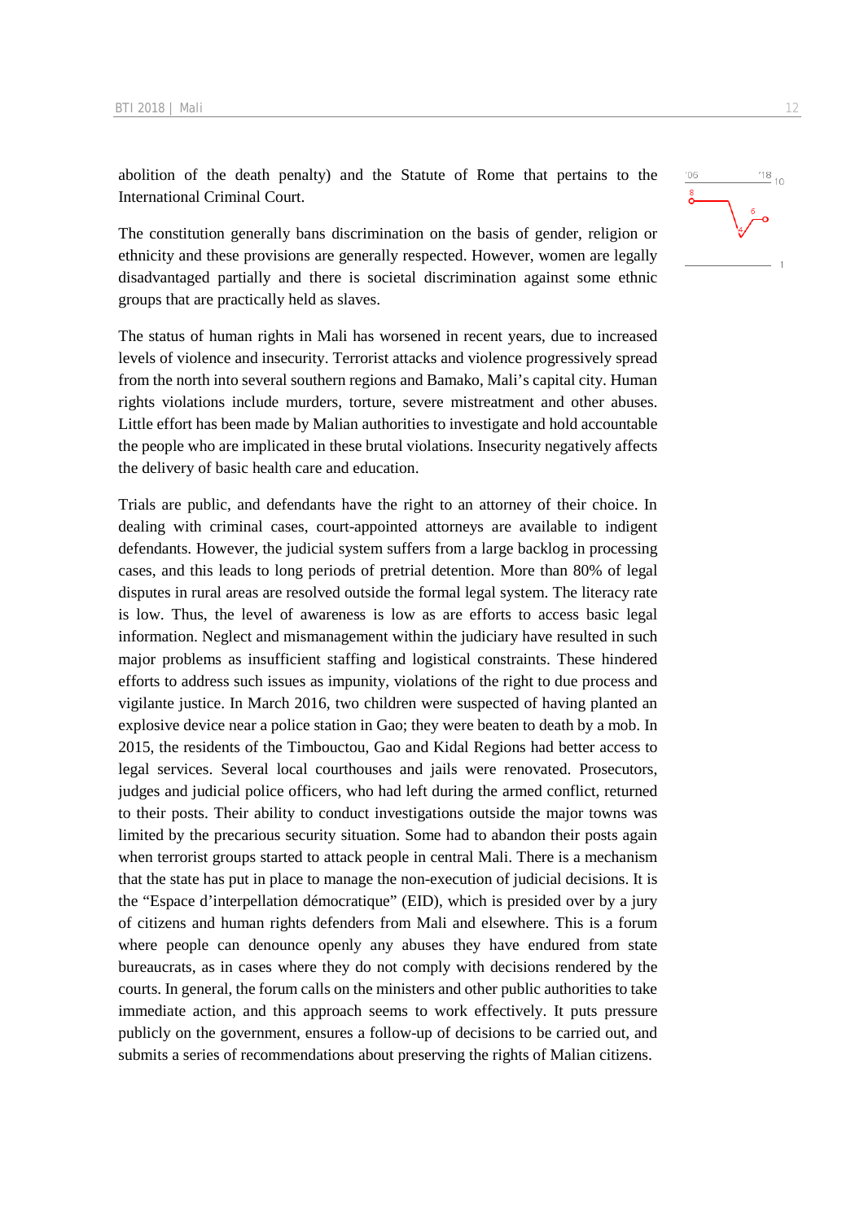abolition of the death penalty) and the Statute of Rome that pertains to the International Criminal Court.

The constitution generally bans discrimination on the basis of gender, religion or ethnicity and these provisions are generally respected. However, women are legally disadvantaged partially and there is societal discrimination against some ethnic groups that are practically held as slaves.

The status of human rights in Mali has worsened in recent years, due to increased levels of violence and insecurity. Terrorist attacks and violence progressively spread from the north into several southern regions and Bamako, Mali's capital city. Human rights violations include murders, torture, severe mistreatment and other abuses. Little effort has been made by Malian authorities to investigate and hold accountable the people who are implicated in these brutal violations. Insecurity negatively affects the delivery of basic health care and education.

Trials are public, and defendants have the right to an attorney of their choice. In dealing with criminal cases, court-appointed attorneys are available to indigent defendants. However, the judicial system suffers from a large backlog in processing cases, and this leads to long periods of pretrial detention. More than 80% of legal disputes in rural areas are resolved outside the formal legal system. The literacy rate is low. Thus, the level of awareness is low as are efforts to access basic legal information. Neglect and mismanagement within the judiciary have resulted in such major problems as insufficient staffing and logistical constraints. These hindered efforts to address such issues as impunity, violations of the right to due process and vigilante justice. In March 2016, two children were suspected of having planted an explosive device near a police station in Gao; they were beaten to death by a mob. In 2015, the residents of the Timbouctou, Gao and Kidal Regions had better access to legal services. Several local courthouses and jails were renovated. Prosecutors, judges and judicial police officers, who had left during the armed conflict, returned to their posts. Their ability to conduct investigations outside the major towns was limited by the precarious security situation. Some had to abandon their posts again when terrorist groups started to attack people in central Mali. There is a mechanism that the state has put in place to manage the non-execution of judicial decisions. It is the "Espace d'interpellation démocratique" (EID), which is presided over by a jury of citizens and human rights defenders from Mali and elsewhere. This is a forum where people can denounce openly any abuses they have endured from state bureaucrats, as in cases where they do not comply with decisions rendered by the courts. In general, the forum calls on the ministers and other public authorities to take immediate action, and this approach seems to work effectively. It puts pressure publicly on the government, ensures a follow-up of decisions to be carried out, and submits a series of recommendations about preserving the rights of Malian citizens.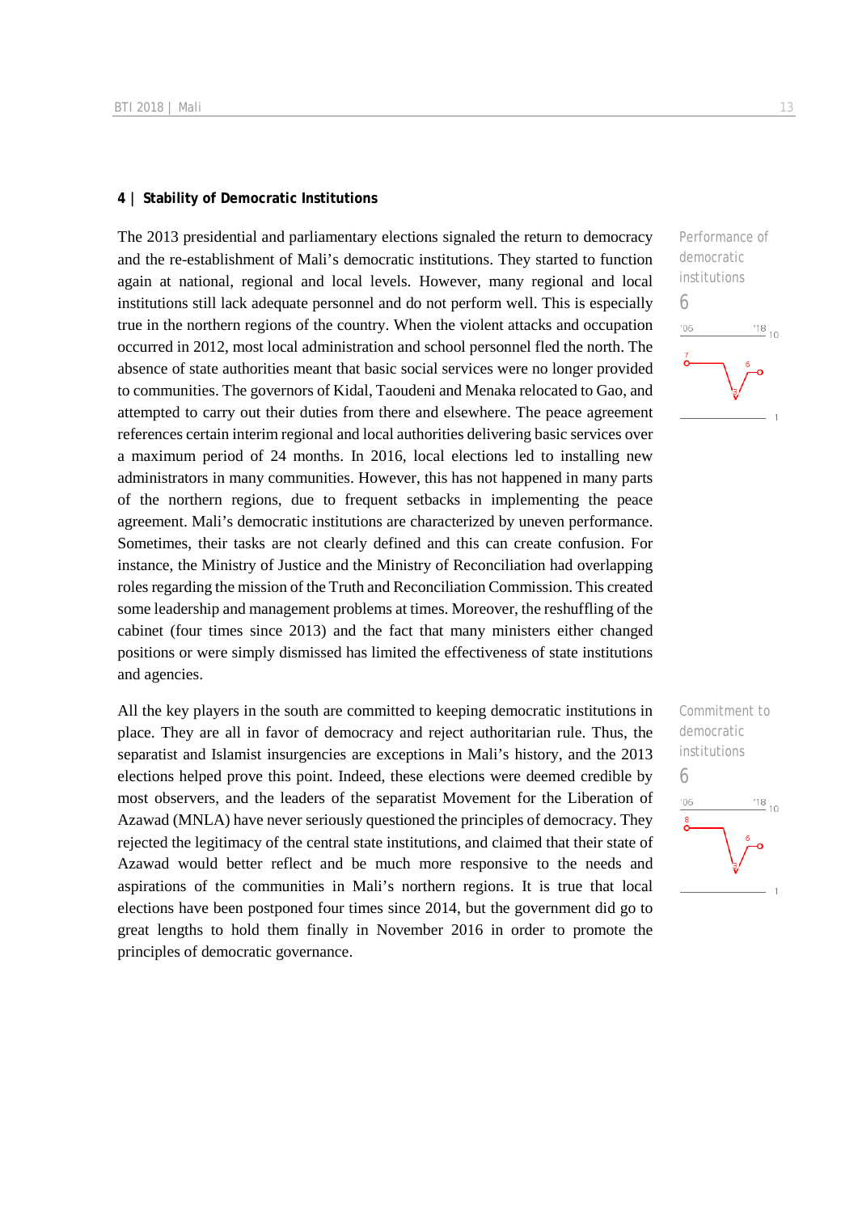## 4 | Stability of Democratic Institutions

The 2013 presidential and parliamentary elections signaled the return to democracy and the re-establishment of Mali's democratic institutions. They started to function again at national, regional and local levels. However, many regional and local institutions still lack adequate personnel and do not perform well. This is especially true in the northern regions of the country. When the violent attacks and occupation occurred in 2012, most local administration and school personnel fled the north. The absence of state authorities meant that basic social services were no longer provided to communities. The governors of Kidal, Taoudeni and Menaka relocated to Gao, and attempted to carry out their duties from there and elsewhere. The peace agreement references certain interim regional and local authorities delivering basic services over a maximum period of 24 months. In 2016, local elections led to installing new administrators in many communities. However, this has not happened in many parts of the northern regions, due to frequent setbacks in implementing the peace agreement. Mali's democratic institutions are characterized by uneven performance. Sometimes, their tasks are not clearly defined and this can create confusion. For instance, the Ministry of Justice and the Ministry of Reconciliation had overlapping roles regarding the mission of the Truth and Reconciliation Commission. This created some leadership and management problems at times. Moreover, the reshuffling of the cabinet (four times since 2013) and the fact that many ministers either changed positions or were simply dismissed has limited the effectiveness of state institutions and agencies.

Performance of democratic institutions
6

All the key players in the south are committed to keeping democratic institutions in place. They are all in favor of democracy and reject authoritarian rule. Thus, the separatist and Islamist insurgencies are exceptions in Mali's history, and the 2013 elections helped prove this point. Indeed, these elections were deemed credible by most observers, and the leaders of the separatist Movement for the Liberation of Azawad (MNLA) have never seriously questioned the principles of democracy. They rejected the legitimacy of the central state institutions, and claimed that their state of Azawad would better reflect and be much more responsive to the needs and aspirations of the communities in Mali's northern regions. It is true that local elections have been postponed four times since 2014, but the government did go to great lengths to hold them finally in November 2016 in order to promote the principles of democratic governance.

Commitment to democratic institutions
6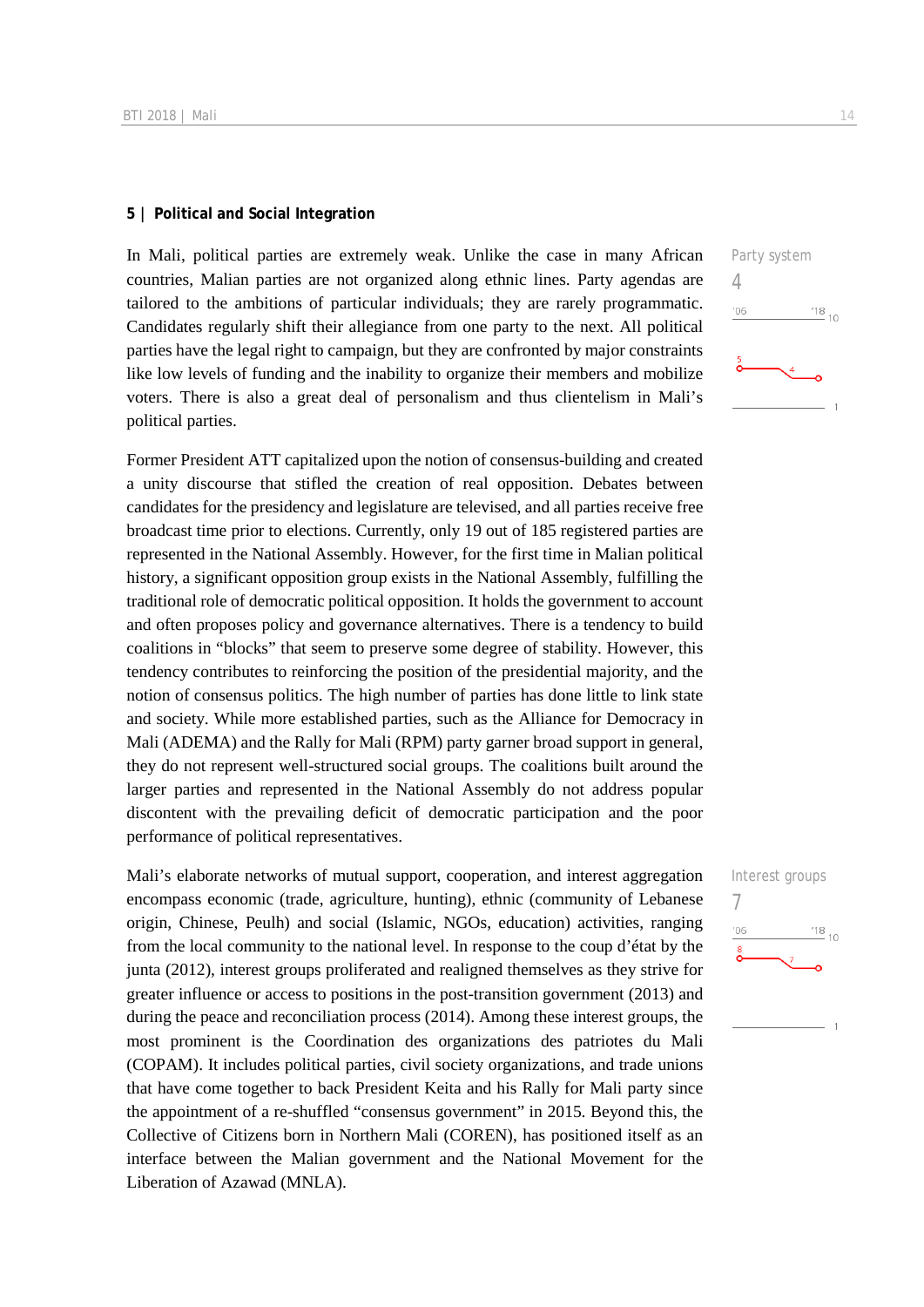## 5 | Political and Social Integration

Party system

4

In Mali, political parties are extremely weak. Unlike the case in many African countries, Malian parties are not organized along ethnic lines. Party agendas are tailored to the ambitions of particular individuals; they are rarely programmatic. Candidates regularly shift their allegiance from one party to the next. All political parties have the legal right to campaign, but they are confronted by major constraints like low levels of funding and the inability to organize their members and mobilize voters. There is also a great deal of personalism and thus clientelism in Mali's political parties.

Former President ATT capitalized upon the notion of consensus-building and created a unity discourse that stifled the creation of real opposition. Debates between candidates for the presidency and legislature are televised, and all parties receive free broadcast time prior to elections. Currently, only 19 out of 185 registered parties are represented in the National Assembly. However, for the first time in Malian political history, a significant opposition group exists in the National Assembly, fulfilling the traditional role of democratic political opposition. It holds the government to account and often proposes policy and governance alternatives. There is a tendency to build coalitions in "blocks" that seem to preserve some degree of stability. However, this tendency contributes to reinforcing the position of the presidential majority, and the notion of consensus politics. The high number of parties has done little to link state and society. While more established parties, such as the Alliance for Democracy in Mali (ADEMA) and the Rally for Mali (RPM) party garner broad support in general, they do not represent well-structured social groups. The coalitions built around the larger parties and represented in the National Assembly do not address popular discontent with the prevailing deficit of democratic participation and the poor performance of political representatives.

Interest groups

7

Mali's elaborate networks of mutual support, cooperation, and interest aggregation encompass economic (trade, agriculture, hunting), ethnic (community of Lebanese origin, Chinese, Peulh) and social (Islamic, NGOs, education) activities, ranging from the local community to the national level. In response to the coup d'état by the junta (2012), interest groups proliferated and realigned themselves as they strive for greater influence or access to positions in the post-transition government (2013) and during the peace and reconciliation process (2014). Among these interest groups, the most prominent is the Coordination des organizations des patriotes du Mali (COPAM). It includes political parties, civil society organizations, and trade unions that have come together to back President Keita and his Rally for Mali party since the appointment of a re-shuffled "consensus government" in 2015. Beyond this, the Collective of Citizens born in Northern Mali (COREN), has positioned itself as an interface between the Malian government and the National Movement for the Liberation of Azawad (MNLA).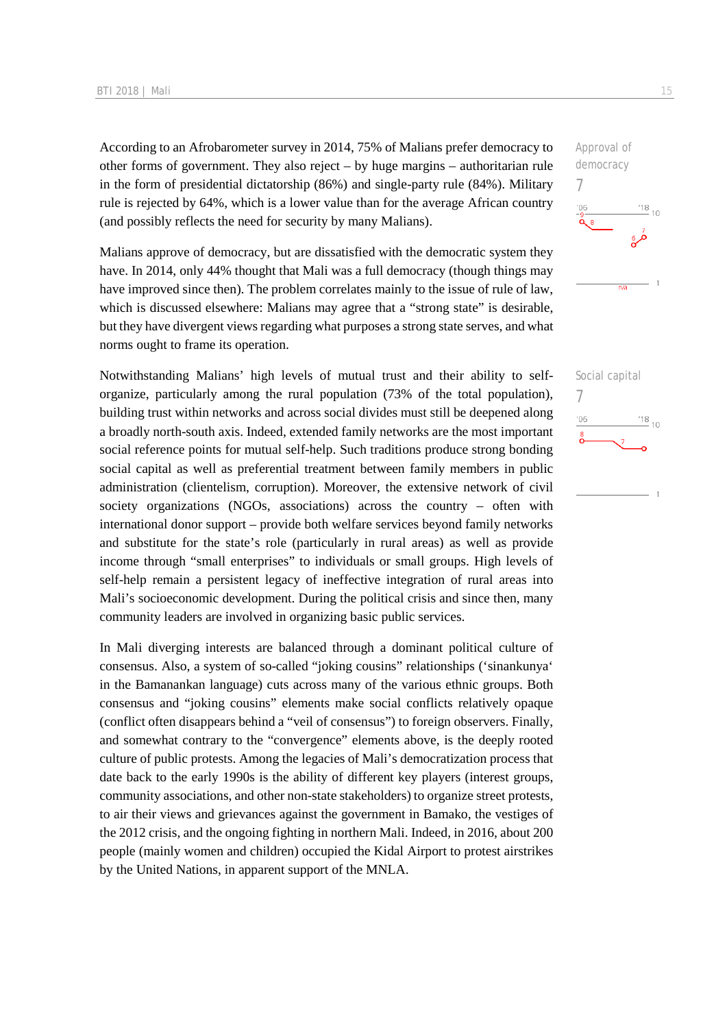According to an Afrobarometer survey in 2014, 75% of Malians prefer democracy to other forms of government. They also reject – by huge margins – authoritarian rule in the form of presidential dictatorship (86%) and single-party rule (84%). Military rule is rejected by 64%, which is a lower value than for the average African country (and possibly reflects the need for security by many Malians).

Approval of democracy
7

Malians approve of democracy, but are dissatisfied with the democratic system they have. In 2014, only 44% thought that Mali was a full democracy (though things may have improved since then). The problem correlates mainly to the issue of rule of law, which is discussed elsewhere: Malians may agree that a "strong state" is desirable, but they have divergent views regarding what purposes a strong state serves, and what norms ought to frame its operation.

Notwithstanding Malians' high levels of mutual trust and their ability to self-organize, particularly among the rural population (73% of the total population), building trust within networks and across social divides must still be deepened along a broadly north-south axis. Indeed, extended family networks are the most important social reference points for mutual self-help. Such traditions produce strong bonding social capital as well as preferential treatment between family members in public administration (clientelism, corruption). Moreover, the extensive network of civil society organizations (NGOs, associations) across the country – often with international donor support – provide both welfare services beyond family networks and substitute for the state's role (particularly in rural areas) as well as provide income through "small enterprises" to individuals or small groups. High levels of self-help remain a persistent legacy of ineffective integration of rural areas into Mali's socioeconomic development. During the political crisis and since then, many community leaders are involved in organizing basic public services.

Social capital
7

In Mali diverging interests are balanced through a dominant political culture of consensus. Also, a system of so-called "joking cousins" relationships ('sinankunya' in the Bamanankan language) cuts across many of the various ethnic groups. Both consensus and "joking cousins" elements make social conflicts relatively opaque (conflict often disappears behind a "veil of consensus") to foreign observers. Finally, and somewhat contrary to the "convergence" elements above, is the deeply rooted culture of public protests. Among the legacies of Mali's democratization process that date back to the early 1990s is the ability of different key players (interest groups, community associations, and other non-state stakeholders) to organize street protests, to air their views and grievances against the government in Bamako, the vestiges of the 2012 crisis, and the ongoing fighting in northern Mali. Indeed, in 2016, about 200 people (mainly women and children) occupied the Kidal Airport to protest airstrikes by the United Nations, in apparent support of the MNLA.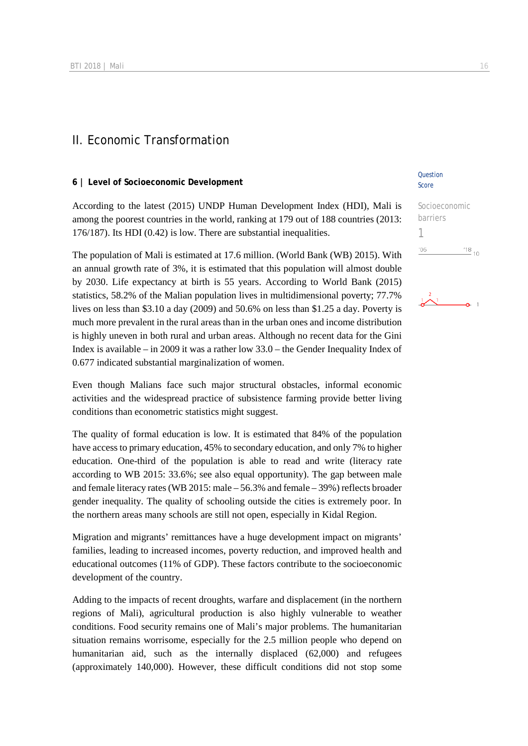# II. Economic Transformation

## 6 | Level of Socioeconomic Development

Question Score

Socioeconomic barriers

1

According to the latest (2015) UNDP Human Development Index (HDI), Mali is among the poorest countries in the world, ranking at 179 out of 188 countries (2013: 176/187). Its HDI (0.42) is low. There are substantial inequalities.

The population of Mali is estimated at 17.6 million. (World Bank (WB) 2015). With an annual growth rate of 3%, it is estimated that this population will almost double by 2030. Life expectancy at birth is 55 years. According to World Bank (2015) statistics, 58.2% of the Malian population lives in multidimensional poverty; 77.7% lives on less than $3.10 a day (2009) and 50.6% on less than $1.25 a day. Poverty is much more prevalent in the rural areas than in the urban ones and income distribution is highly uneven in both rural and urban areas. Although no recent data for the Gini Index is available – in 2009 it was a rather low 33.0 – the Gender Inequality Index of 0.677 indicated substantial marginalization of women.

Even though Malians face such major structural obstacles, informal economic activities and the widespread practice of subsistence farming provide better living conditions than econometric statistics might suggest.

The quality of formal education is low. It is estimated that 84% of the population have access to primary education, 45% to secondary education, and only 7% to higher education. One-third of the population is able to read and write (literacy rate according to WB 2015: 33.6%; see also equal opportunity). The gap between male and female literacy rates (WB 2015: male – 56.3% and female – 39%) reflects broader gender inequality. The quality of schooling outside the cities is extremely poor. In the northern areas many schools are still not open, especially in Kidal Region.

Migration and migrants' remittances have a huge development impact on migrants' families, leading to increased incomes, poverty reduction, and improved health and educational outcomes (11% of GDP). These factors contribute to the socioeconomic development of the country.

Adding to the impacts of recent droughts, warfare and displacement (in the northern regions of Mali), agricultural production is also highly vulnerable to weather conditions. Food security remains one of Mali's major problems. The humanitarian situation remains worrisome, especially for the 2.5 million people who depend on humanitarian aid, such as the internally displaced (62,000) and refugees (approximately 140,000). However, these difficult conditions did not stop some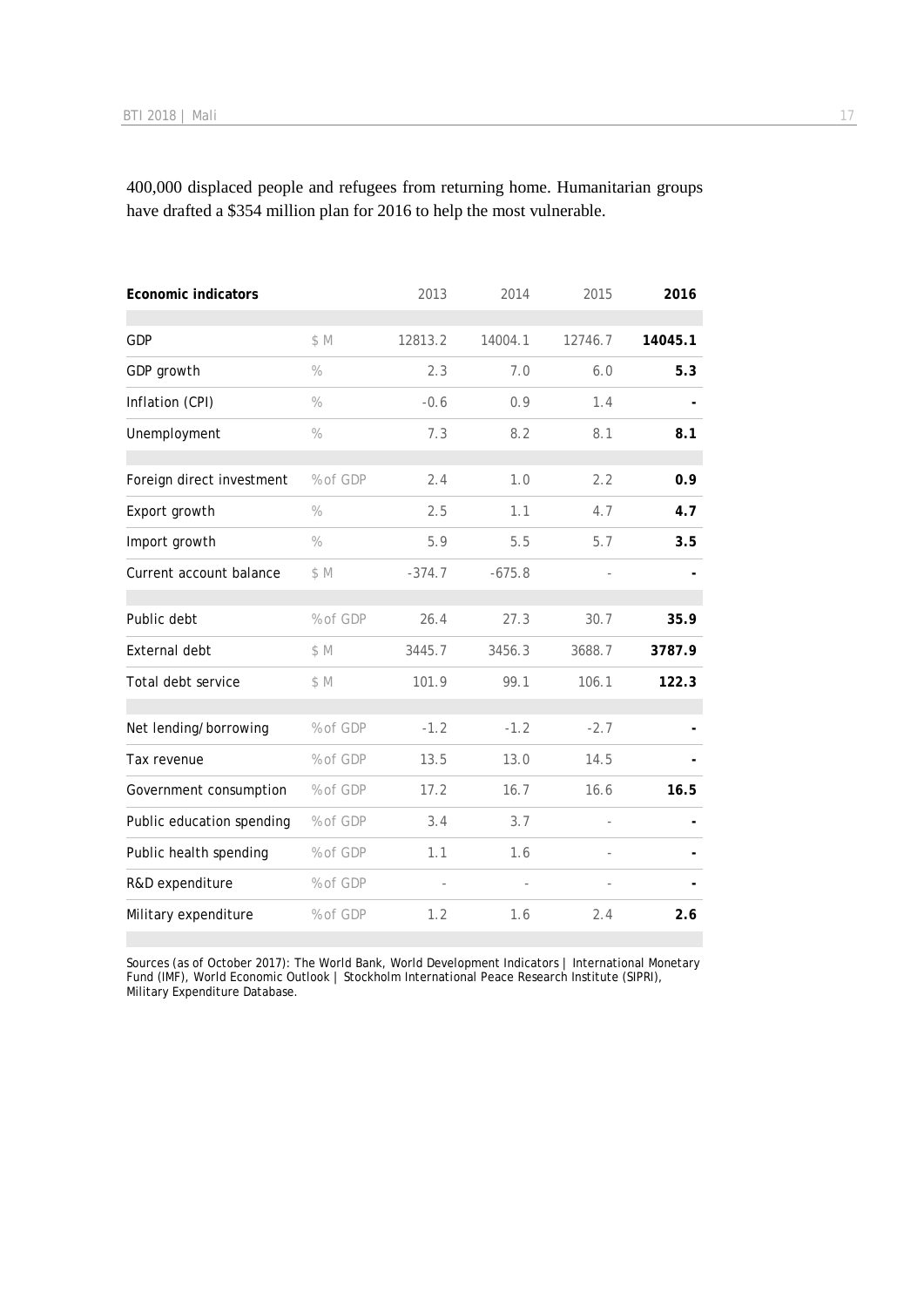400,000 displaced people and refugees from returning home. Humanitarian groups have drafted a $354 million plan for 2016 to help the most vulnerable.

| Economic indicators | | 2013 | 2014 | 2015 | 2016 |
|---|---|---|---|---|---|
| GDP | $ M | 12813.2 | 14004.1 | 12746.7 | **14045.1** |
| GDP growth | % | 2.3 | 7.0 | 6.0 | **5.3** |
| Inflation (CPI) | % | -0.6 | 0.9 | 1.4 | **-** |
| Unemployment | % | 7.3 | 8.2 | 8.1 | **8.1** |
| Foreign direct investment | % of GDP | 2.4 | 1.0 | 2.2 | **0.9** |
| Export growth | % | 2.5 | 1.1 | 4.7 | **4.7** |
| Import growth | % | 5.9 | 5.5 | 5.7 | **3.5** |
| Current account balance | $ M | -374.7 | -675.8 | - | **-** |
| Public debt | % of GDP | 26.4 | 27.3 | 30.7 | **35.9** |
| External debt | $ M | 3445.7 | 3456.3 | 3688.7 | **3787.9** |
| Total debt service | $ M | 101.9 | 99.1 | 106.1 | **122.3** |
| Net lending/borrowing | % of GDP | -1.2 | -1.2 | -2.7 | **-** |
| Tax revenue | % of GDP | 13.5 | 13.0 | 14.5 | **-** |
| Government consumption | % of GDP | 17.2 | 16.7 | 16.6 | **16.5** |
| Public education spending | % of GDP | 3.4 | 3.7 | - | **-** |
| Public health spending | % of GDP | 1.1 | 1.6 | - | **-** |
| R&D expenditure | % of GDP | - | - | - | **-** |
| Military expenditure | % of GDP | 1.2 | 1.6 | 2.4 | **2.6** |

Sources (as of October 2017): The World Bank, World Development Indicators | International Monetary Fund (IMF), World Economic Outlook | Stockholm International Peace Research Institute (SIPRI), Military Expenditure Database.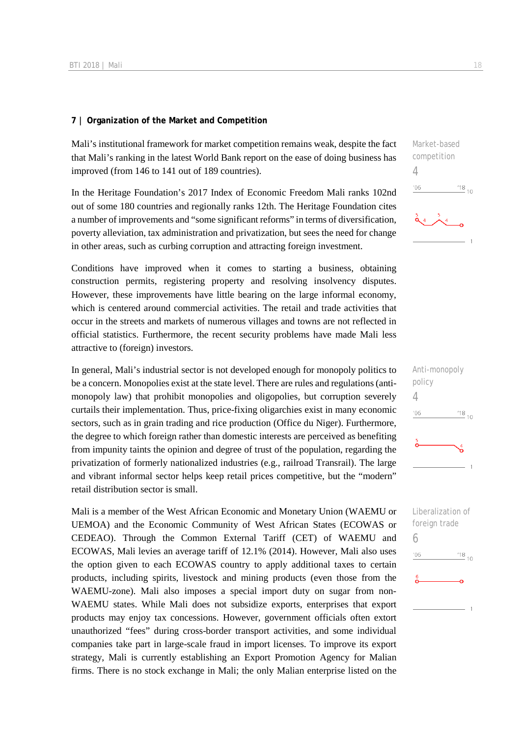## 7 | Organization of the Market and Competition

Mali's institutional framework for market competition remains weak, despite the fact that Mali's ranking in the latest World Bank report on the ease of doing business has improved (from 146 to 141 out of 189 countries).

Market-based competition
4

In the Heritage Foundation's 2017 Index of Economic Freedom Mali ranks 102nd out of some 180 countries and regionally ranks 12th. The Heritage Foundation cites a number of improvements and "some significant reforms" in terms of diversification, poverty alleviation, tax administration and privatization, but sees the need for change in other areas, such as curbing corruption and attracting foreign investment.

Conditions have improved when it comes to starting a business, obtaining construction permits, registering property and resolving insolvency disputes. However, these improvements have little bearing on the large informal economy, which is centered around commercial activities. The retail and trade activities that occur in the streets and markets of numerous villages and towns are not reflected in official statistics. Furthermore, the recent security problems have made Mali less attractive to (foreign) investors.

In general, Mali's industrial sector is not developed enough for monopoly politics to be a concern. Monopolies exist at the state level. There are rules and regulations (anti-monopoly law) that prohibit monopolies and oligopolies, but corruption severely curtails their implementation. Thus, price-fixing oligarchies exist in many economic sectors, such as in grain trading and rice production (Office du Niger). Furthermore, the degree to which foreign rather than domestic interests are perceived as benefiting from impunity taints the opinion and degree of trust of the population, regarding the privatization of formerly nationalized industries (e.g., railroad Transrail). The large and vibrant informal sector helps keep retail prices competitive, but the "modern" retail distribution sector is small.

Anti-monopoly policy
4

Mali is a member of the West African Economic and Monetary Union (WAEMU or UEMOA) and the Economic Community of West African States (ECOWAS or CEDEAO). Through the Common External Tariff (CET) of WAEMU and ECOWAS, Mali levies an average tariff of 12.1% (2014). However, Mali also uses the option given to each ECOWAS country to apply additional taxes to certain products, including spirits, livestock and mining products (even those from the WAEMU-zone). Mali also imposes a special import duty on sugar from non-WAEMU states. While Mali does not subsidize exports, enterprises that export products may enjoy tax concessions. However, government officials often extort unauthorized "fees" during cross-border transport activities, and some individual companies take part in large-scale fraud in import licenses. To improve its export strategy, Mali is currently establishing an Export Promotion Agency for Malian firms. There is no stock exchange in Mali; the only Malian enterprise listed on the

Liberalization of foreign trade
6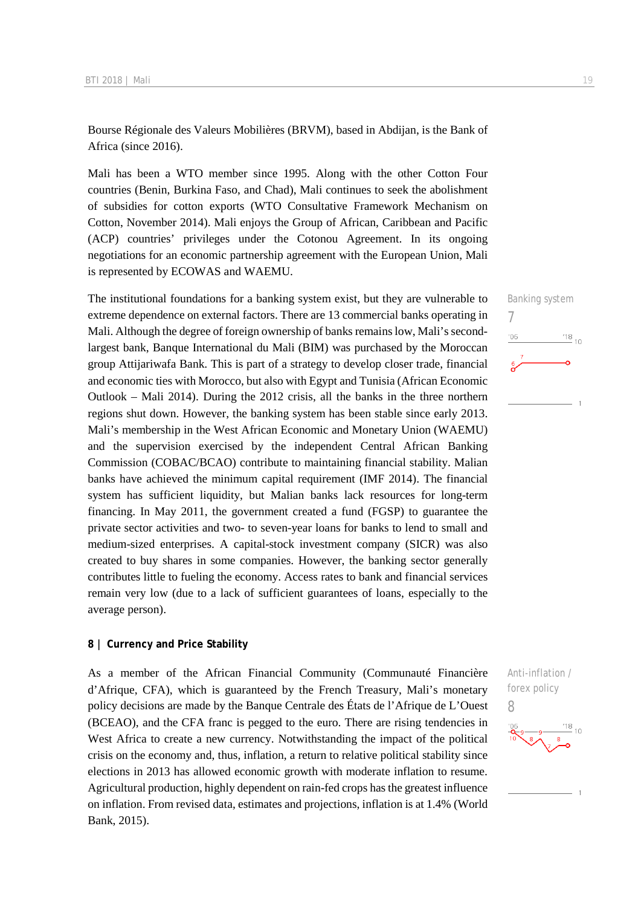Bourse Régionale des Valeurs Mobilières (BRVM), based in Abdijan, is the Bank of Africa (since 2016).

Mali has been a WTO member since 1995. Along with the other Cotton Four countries (Benin, Burkina Faso, and Chad), Mali continues to seek the abolishment of subsidies for cotton exports (WTO Consultative Framework Mechanism on Cotton, November 2014). Mali enjoys the Group of African, Caribbean and Pacific (ACP) countries' privileges under the Cotonou Agreement. In its ongoing negotiations for an economic partnership agreement with the European Union, Mali is represented by ECOWAS and WAEMU.

Banking system
7

The institutional foundations for a banking system exist, but they are vulnerable to extreme dependence on external factors. There are 13 commercial banks operating in Mali. Although the degree of foreign ownership of banks remains low, Mali's second-largest bank, Banque International du Mali (BIM) was purchased by the Moroccan group Attijariwafa Bank. This is part of a strategy to develop closer trade, financial and economic ties with Morocco, but also with Egypt and Tunisia (African Economic Outlook – Mali 2014). During the 2012 crisis, all the banks in the three northern regions shut down. However, the banking system has been stable since early 2013. Mali's membership in the West African Economic and Monetary Union (WAEMU) and the supervision exercised by the independent Central African Banking Commission (COBAC/BCAO) contribute to maintaining financial stability. Malian banks have achieved the minimum capital requirement (IMF 2014). The financial system has sufficient liquidity, but Malian banks lack resources for long-term financing. In May 2011, the government created a fund (FGSP) to guarantee the private sector activities and two- to seven-year loans for banks to lend to small and medium-sized enterprises. A capital-stock investment company (SICR) was also created to buy shares in some companies. However, the banking sector generally contributes little to fueling the economy. Access rates to bank and financial services remain very low (due to a lack of sufficient guarantees of loans, especially to the average person).

## 8 | Currency and Price Stability

Anti-inflation / forex policy
8

As a member of the African Financial Community (Communauté Financière d'Afrique, CFA), which is guaranteed by the French Treasury, Mali's monetary policy decisions are made by the Banque Centrale des États de l'Afrique de L'Ouest (BCEAO), and the CFA franc is pegged to the euro. There are rising tendencies in West Africa to create a new currency. Notwithstanding the impact of the political crisis on the economy and, thus, inflation, a return to relative political stability since elections in 2013 has allowed economic growth with moderate inflation to resume. Agricultural production, highly dependent on rain-fed crops has the greatest influence on inflation. From revised data, estimates and projections, inflation is at 1.4% (World Bank, 2015).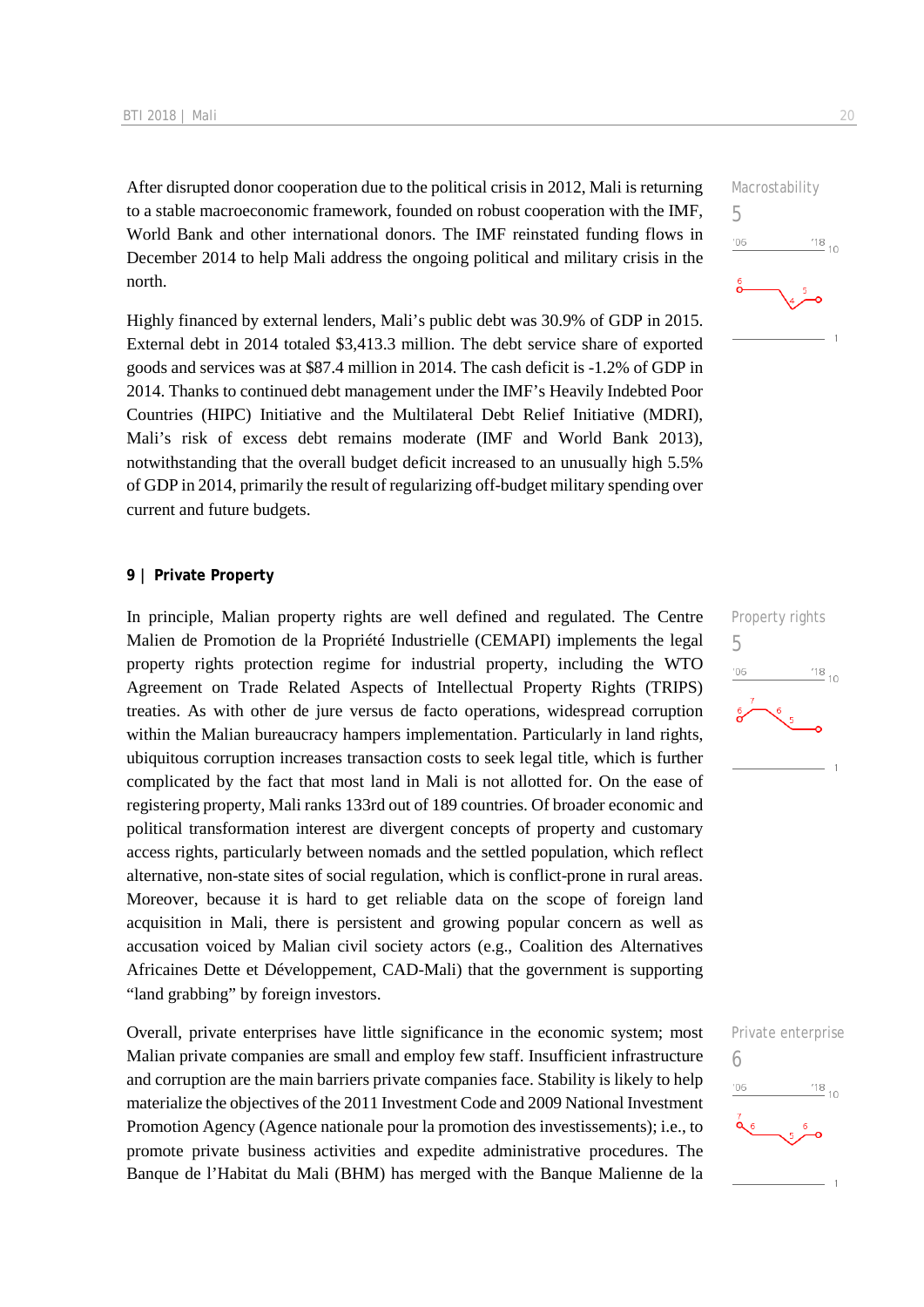After disrupted donor cooperation due to the political crisis in 2012, Mali is returning to a stable macroeconomic framework, founded on robust cooperation with the IMF, World Bank and other international donors. The IMF reinstated funding flows in December 2014 to help Mali address the ongoing political and military crisis in the north.

Macrostability
5

Highly financed by external lenders, Mali's public debt was 30.9% of GDP in 2015. External debt in 2014 totaled $3,413.3 million. The debt service share of exported goods and services was at $87.4 million in 2014. The cash deficit is -1.2% of GDP in 2014. Thanks to continued debt management under the IMF's Heavily Indebted Poor Countries (HIPC) Initiative and the Multilateral Debt Relief Initiative (MDRI), Mali's risk of excess debt remains moderate (IMF and World Bank 2013), notwithstanding that the overall budget deficit increased to an unusually high 5.5% of GDP in 2014, primarily the result of regularizing off-budget military spending over current and future budgets.

## 9 | Private Property

In principle, Malian property rights are well defined and regulated. The Centre Malien de Promotion de la Propriété Industrielle (CEMAPI) implements the legal property rights protection regime for industrial property, including the WTO Agreement on Trade Related Aspects of Intellectual Property Rights (TRIPS) treaties. As with other de jure versus de facto operations, widespread corruption within the Malian bureaucracy hampers implementation. Particularly in land rights, ubiquitous corruption increases transaction costs to seek legal title, which is further complicated by the fact that most land in Mali is not allotted for. On the ease of registering property, Mali ranks 133rd out of 189 countries. Of broader economic and political transformation interest are divergent concepts of property and customary access rights, particularly between nomads and the settled population, which reflect alternative, non-state sites of social regulation, which is conflict-prone in rural areas. Moreover, because it is hard to get reliable data on the scope of foreign land acquisition in Mali, there is persistent and growing popular concern as well as accusation voiced by Malian civil society actors (e.g., Coalition des Alternatives Africaines Dette et Développement, CAD-Mali) that the government is supporting "land grabbing" by foreign investors.

Property rights
5

Overall, private enterprises have little significance in the economic system; most Malian private companies are small and employ few staff. Insufficient infrastructure and corruption are the main barriers private companies face. Stability is likely to help materialize the objectives of the 2011 Investment Code and 2009 National Investment Promotion Agency (Agence nationale pour la promotion des investissements); i.e., to promote private business activities and expedite administrative procedures. The Banque de l'Habitat du Mali (BHM) has merged with the Banque Malienne de la

Private enterprise
6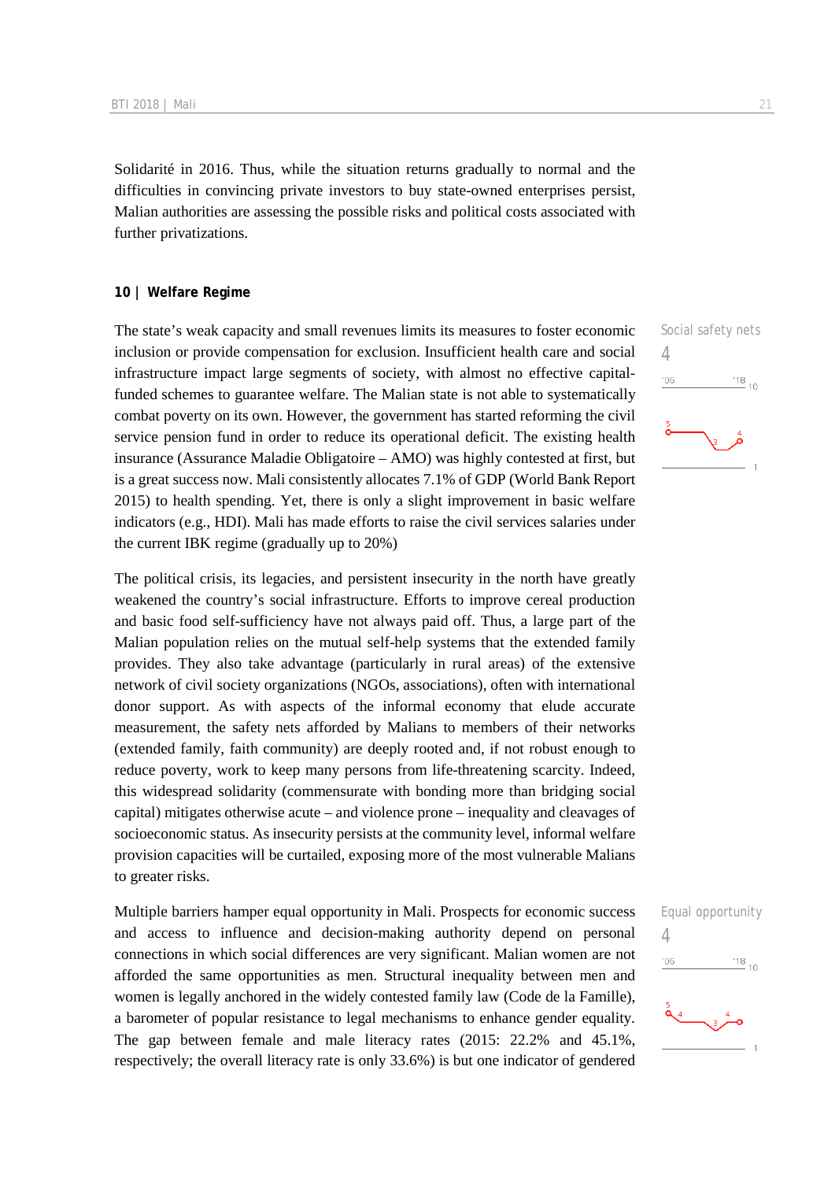Solidarité in 2016. Thus, while the situation returns gradually to normal and the difficulties in convincing private investors to buy state-owned enterprises persist, Malian authorities are assessing the possible risks and political costs associated with further privatizations.

## 10 | Welfare Regime

Social safety nets
4

The state's weak capacity and small revenues limits its measures to foster economic inclusion or provide compensation for exclusion. Insufficient health care and social infrastructure impact large segments of society, with almost no effective capital-funded schemes to guarantee welfare. The Malian state is not able to systematically combat poverty on its own. However, the government has started reforming the civil service pension fund in order to reduce its operational deficit. The existing health insurance (Assurance Maladie Obligatoire – AMO) was highly contested at first, but is a great success now. Mali consistently allocates 7.1% of GDP (World Bank Report 2015) to health spending. Yet, there is only a slight improvement in basic welfare indicators (e.g., HDI). Mali has made efforts to raise the civil services salaries under the current IBK regime (gradually up to 20%)

The political crisis, its legacies, and persistent insecurity in the north have greatly weakened the country's social infrastructure. Efforts to improve cereal production and basic food self-sufficiency have not always paid off. Thus, a large part of the Malian population relies on the mutual self-help systems that the extended family provides. They also take advantage (particularly in rural areas) of the extensive network of civil society organizations (NGOs, associations), often with international donor support. As with aspects of the informal economy that elude accurate measurement, the safety nets afforded by Malians to members of their networks (extended family, faith community) are deeply rooted and, if not robust enough to reduce poverty, work to keep many persons from life-threatening scarcity. Indeed, this widespread solidarity (commensurate with bonding more than bridging social capital) mitigates otherwise acute – and violence prone – inequality and cleavages of socioeconomic status. As insecurity persists at the community level, informal welfare provision capacities will be curtailed, exposing more of the most vulnerable Malians to greater risks.

Equal opportunity
4

Multiple barriers hamper equal opportunity in Mali. Prospects for economic success and access to influence and decision-making authority depend on personal connections in which social differences are very significant. Malian women are not afforded the same opportunities as men. Structural inequality between men and women is legally anchored in the widely contested family law (Code de la Famille), a barometer of popular resistance to legal mechanisms to enhance gender equality. The gap between female and male literacy rates (2015: 22.2% and 45.1%, respectively; the overall literacy rate is only 33.6%) is but one indicator of gendered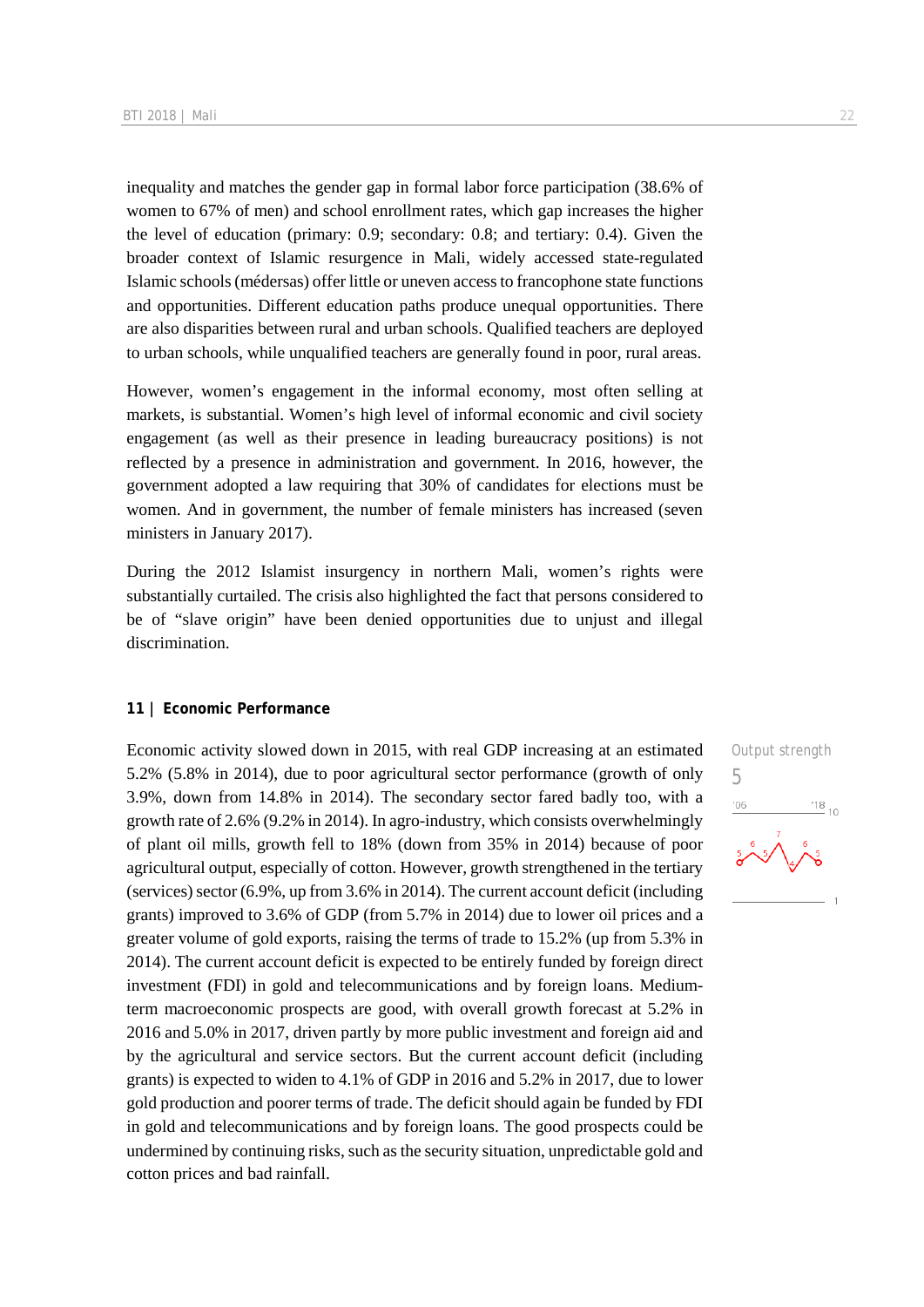inequality and matches the gender gap in formal labor force participation (38.6% of women to 67% of men) and school enrollment rates, which gap increases the higher the level of education (primary: 0.9; secondary: 0.8; and tertiary: 0.4). Given the broader context of Islamic resurgence in Mali, widely accessed state-regulated Islamic schools (médersas) offer little or uneven access to francophone state functions and opportunities. Different education paths produce unequal opportunities. There are also disparities between rural and urban schools. Qualified teachers are deployed to urban schools, while unqualified teachers are generally found in poor, rural areas.

However, women's engagement in the informal economy, most often selling at markets, is substantial. Women's high level of informal economic and civil society engagement (as well as their presence in leading bureaucracy positions) is not reflected by a presence in administration and government. In 2016, however, the government adopted a law requiring that 30% of candidates for elections must be women. And in government, the number of female ministers has increased (seven ministers in January 2017).

During the 2012 Islamist insurgency in northern Mali, women's rights were substantially curtailed. The crisis also highlighted the fact that persons considered to be of "slave origin" have been denied opportunities due to unjust and illegal discrimination.

## 11 | Economic Performance

Output strength
5

Economic activity slowed down in 2015, with real GDP increasing at an estimated 5.2% (5.8% in 2014), due to poor agricultural sector performance (growth of only 3.9%, down from 14.8% in 2014). The secondary sector fared badly too, with a growth rate of 2.6% (9.2% in 2014). In agro-industry, which consists overwhelmingly of plant oil mills, growth fell to 18% (down from 35% in 2014) because of poor agricultural output, especially of cotton. However, growth strengthened in the tertiary (services) sector (6.9%, up from 3.6% in 2014). The current account deficit (including grants) improved to 3.6% of GDP (from 5.7% in 2014) due to lower oil prices and a greater volume of gold exports, raising the terms of trade to 15.2% (up from 5.3% in 2014). The current account deficit is expected to be entirely funded by foreign direct investment (FDI) in gold and telecommunications and by foreign loans. Medium-term macroeconomic prospects are good, with overall growth forecast at 5.2% in 2016 and 5.0% in 2017, driven partly by more public investment and foreign aid and by the agricultural and service sectors. But the current account deficit (including grants) is expected to widen to 4.1% of GDP in 2016 and 5.2% in 2017, due to lower gold production and poorer terms of trade. The deficit should again be funded by FDI in gold and telecommunications and by foreign loans. The good prospects could be undermined by continuing risks, such as the security situation, unpredictable gold and cotton prices and bad rainfall.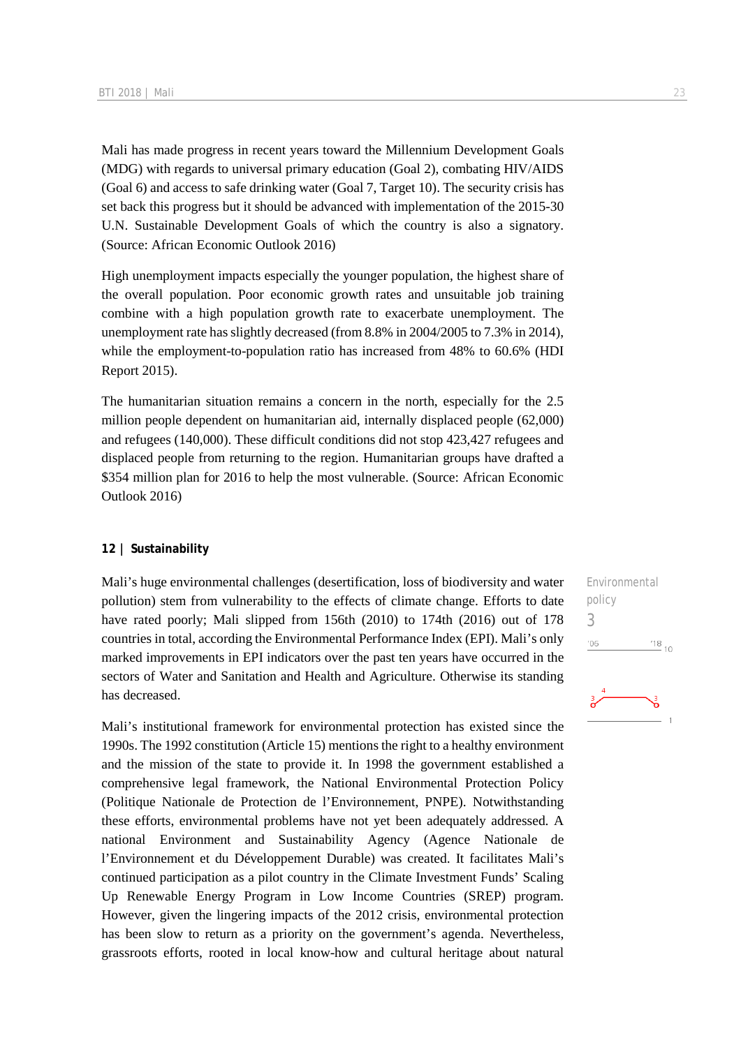Mali has made progress in recent years toward the Millennium Development Goals (MDG) with regards to universal primary education (Goal 2), combating HIV/AIDS (Goal 6) and access to safe drinking water (Goal 7, Target 10). The security crisis has set back this progress but it should be advanced with implementation of the 2015-30 U.N. Sustainable Development Goals of which the country is also a signatory. (Source: African Economic Outlook 2016)

High unemployment impacts especially the younger population, the highest share of the overall population. Poor economic growth rates and unsuitable job training combine with a high population growth rate to exacerbate unemployment. The unemployment rate has slightly decreased (from 8.8% in 2004/2005 to 7.3% in 2014), while the employment-to-population ratio has increased from 48% to 60.6% (HDI Report 2015).

The humanitarian situation remains a concern in the north, especially for the 2.5 million people dependent on humanitarian aid, internally displaced people (62,000) and refugees (140,000). These difficult conditions did not stop 423,427 refugees and displaced people from returning to the region. Humanitarian groups have drafted a $354 million plan for 2016 to help the most vulnerable. (Source: African Economic Outlook 2016)

## 12 | Sustainability

Environmental policy
3

Mali's huge environmental challenges (desertification, loss of biodiversity and water pollution) stem from vulnerability to the effects of climate change. Efforts to date have rated poorly; Mali slipped from 156th (2010) to 174th (2016) out of 178 countries in total, according the Environmental Performance Index (EPI). Mali's only marked improvements in EPI indicators over the past ten years have occurred in the sectors of Water and Sanitation and Health and Agriculture. Otherwise its standing has decreased.

Mali's institutional framework for environmental protection has existed since the 1990s. The 1992 constitution (Article 15) mentions the right to a healthy environment and the mission of the state to provide it. In 1998 the government established a comprehensive legal framework, the National Environmental Protection Policy (Politique Nationale de Protection de l'Environnement, PNPE). Notwithstanding these efforts, environmental problems have not yet been adequately addressed. A national Environment and Sustainability Agency (Agence Nationale de l'Environnement et du Développement Durable) was created. It facilitates Mali's continued participation as a pilot country in the Climate Investment Funds' Scaling Up Renewable Energy Program in Low Income Countries (SREP) program. However, given the lingering impacts of the 2012 crisis, environmental protection has been slow to return as a priority on the government's agenda. Nevertheless, grassroots efforts, rooted in local know-how and cultural heritage about natural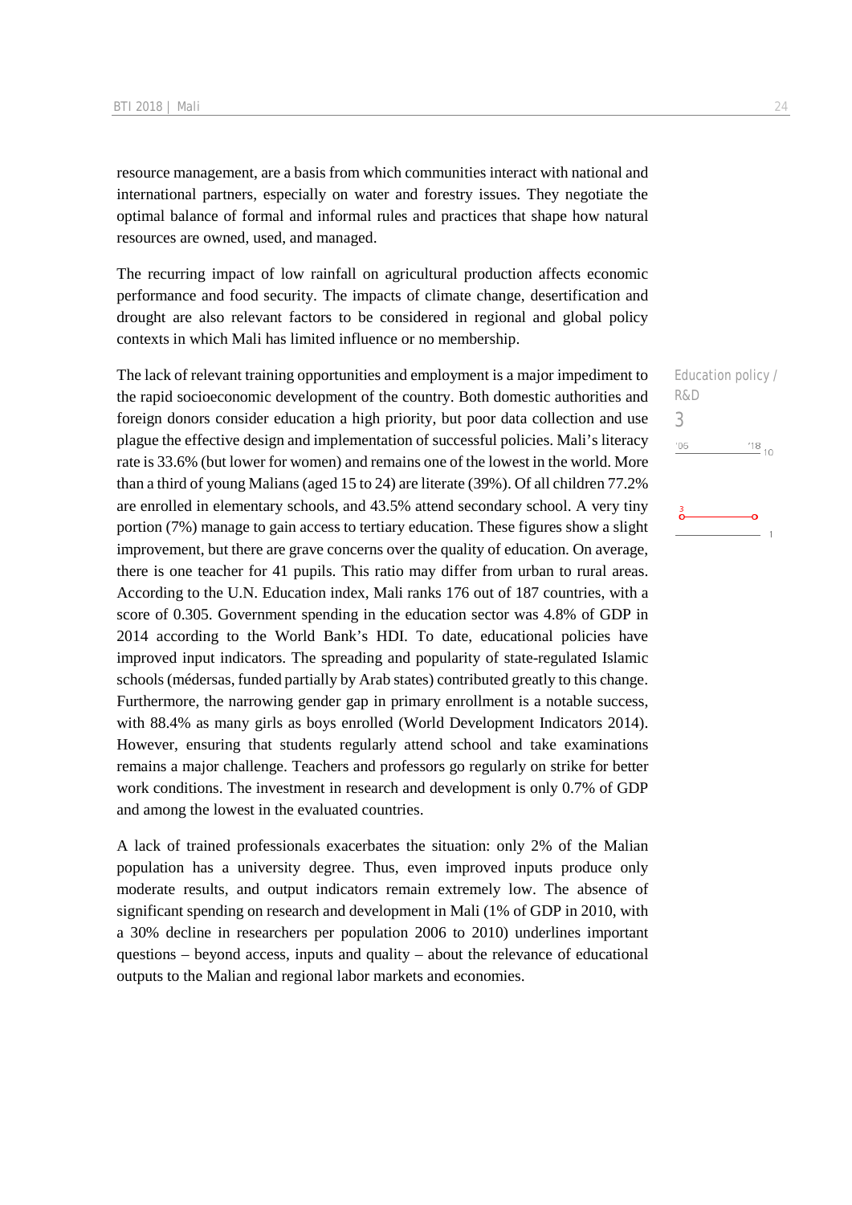resource management, are a basis from which communities interact with national and international partners, especially on water and forestry issues. They negotiate the optimal balance of formal and informal rules and practices that shape how natural resources are owned, used, and managed.

The recurring impact of low rainfall on agricultural production affects economic performance and food security. The impacts of climate change, desertification and drought are also relevant factors to be considered in regional and global policy contexts in which Mali has limited influence or no membership.

Education policy / R&D

3

The lack of relevant training opportunities and employment is a major impediment to the rapid socioeconomic development of the country. Both domestic authorities and foreign donors consider education a high priority, but poor data collection and use plague the effective design and implementation of successful policies. Mali's literacy rate is 33.6% (but lower for women) and remains one of the lowest in the world. More than a third of young Malians (aged 15 to 24) are literate (39%). Of all children 77.2% are enrolled in elementary schools, and 43.5% attend secondary school. A very tiny portion (7%) manage to gain access to tertiary education. These figures show a slight improvement, but there are grave concerns over the quality of education. On average, there is one teacher for 41 pupils. This ratio may differ from urban to rural areas. According to the U.N. Education index, Mali ranks 176 out of 187 countries, with a score of 0.305. Government spending in the education sector was 4.8% of GDP in 2014 according to the World Bank's HDI. To date, educational policies have improved input indicators. The spreading and popularity of state-regulated Islamic schools (médersas, funded partially by Arab states) contributed greatly to this change. Furthermore, the narrowing gender gap in primary enrollment is a notable success, with 88.4% as many girls as boys enrolled (World Development Indicators 2014). However, ensuring that students regularly attend school and take examinations remains a major challenge. Teachers and professors go regularly on strike for better work conditions. The investment in research and development is only 0.7% of GDP and among the lowest in the evaluated countries.

A lack of trained professionals exacerbates the situation: only 2% of the Malian population has a university degree. Thus, even improved inputs produce only moderate results, and output indicators remain extremely low. The absence of significant spending on research and development in Mali (1% of GDP in 2010, with a 30% decline in researchers per population 2006 to 2010) underlines important questions – beyond access, inputs and quality – about the relevance of educational outputs to the Malian and regional labor markets and economies.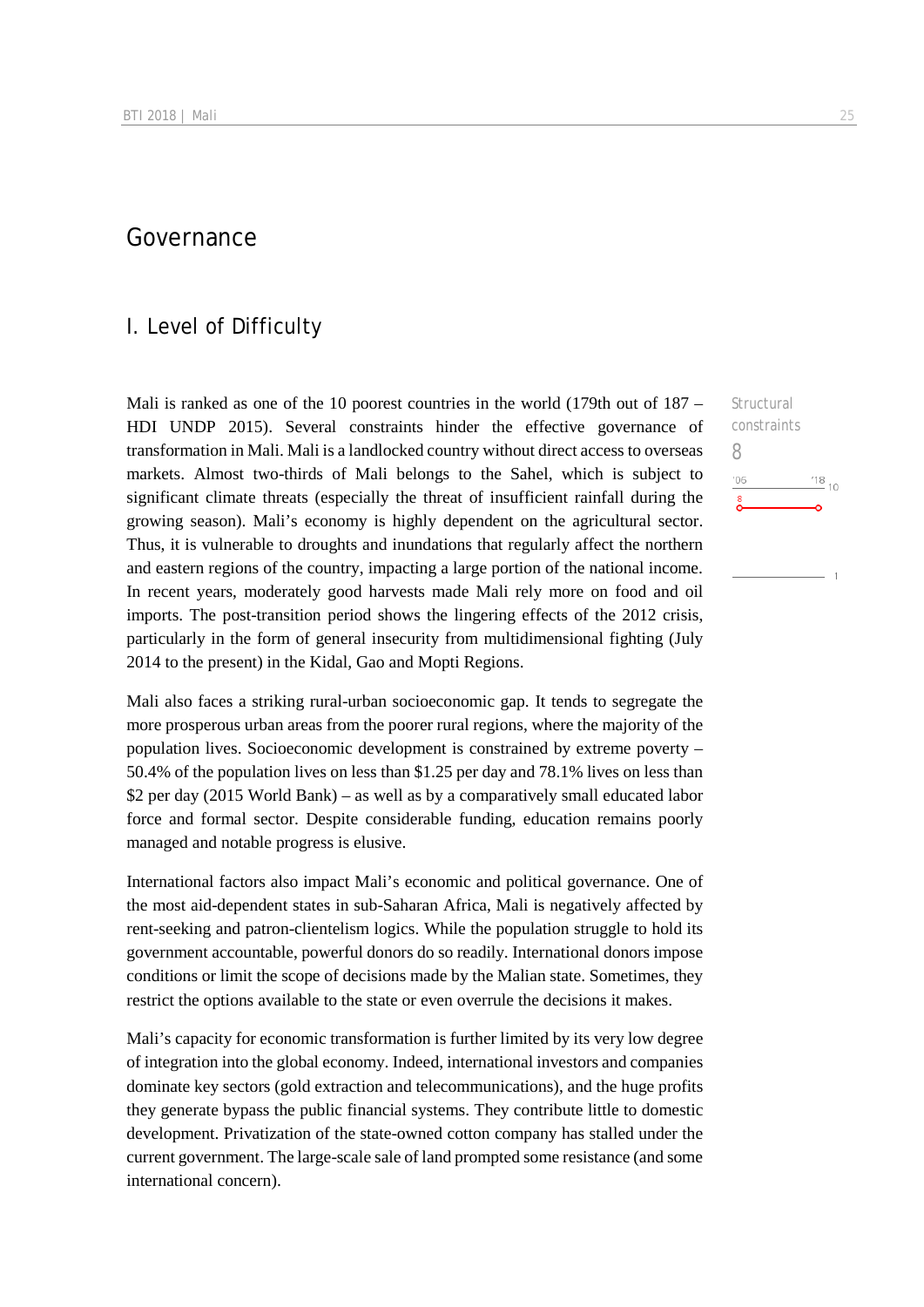# Governance

## I. Level of Difficulty

Mali is ranked as one of the 10 poorest countries in the world (179th out of 187 – HDI UNDP 2015). Several constraints hinder the effective governance of transformation in Mali. Mali is a landlocked country without direct access to overseas markets. Almost two-thirds of Mali belongs to the Sahel, which is subject to significant climate threats (especially the threat of insufficient rainfall during the growing season). Mali's economy is highly dependent on the agricultural sector. Thus, it is vulnerable to droughts and inundations that regularly affect the northern and eastern regions of the country, impacting a large portion of the national income. In recent years, moderately good harvests made Mali rely more on food and oil imports. The post-transition period shows the lingering effects of the 2012 crisis, particularly in the form of general insecurity from multidimensional fighting (July 2014 to the present) in the Kidal, Gao and Mopti Regions.

Structural constraints
8

Mali also faces a striking rural-urban socioeconomic gap. It tends to segregate the more prosperous urban areas from the poorer rural regions, where the majority of the population lives. Socioeconomic development is constrained by extreme poverty – 50.4% of the population lives on less than $1.25 per day and 78.1% lives on less than $2 per day (2015 World Bank) – as well as by a comparatively small educated labor force and formal sector. Despite considerable funding, education remains poorly managed and notable progress is elusive.

International factors also impact Mali's economic and political governance. One of the most aid-dependent states in sub-Saharan Africa, Mali is negatively affected by rent-seeking and patron-clientelism logics. While the population struggle to hold its government accountable, powerful donors do so readily. International donors impose conditions or limit the scope of decisions made by the Malian state. Sometimes, they restrict the options available to the state or even overrule the decisions it makes.

Mali's capacity for economic transformation is further limited by its very low degree of integration into the global economy. Indeed, international investors and companies dominate key sectors (gold extraction and telecommunications), and the huge profits they generate bypass the public financial systems. They contribute little to domestic development. Privatization of the state-owned cotton company has stalled under the current government. The large-scale sale of land prompted some resistance (and some international concern).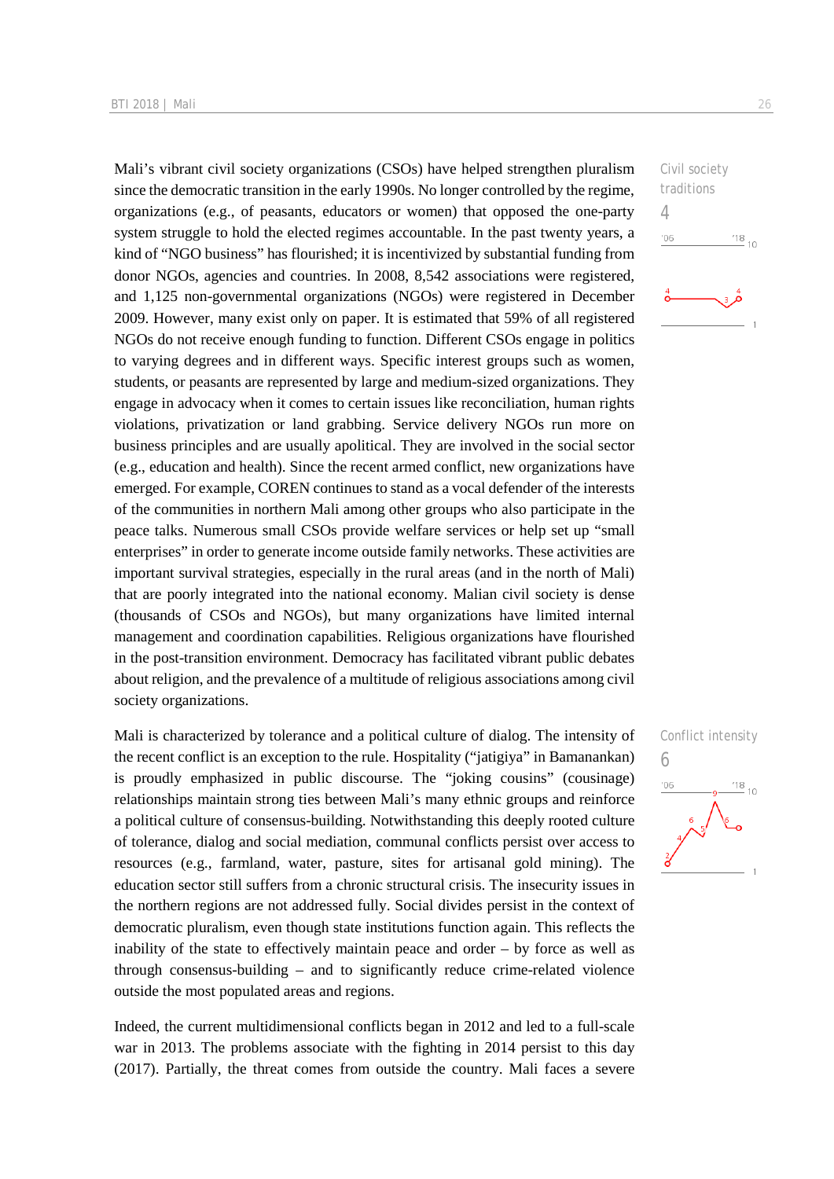Mali's vibrant civil society organizations (CSOs) have helped strengthen pluralism since the democratic transition in the early 1990s. No longer controlled by the regime, organizations (e.g., of peasants, educators or women) that opposed the one-party system struggle to hold the elected regimes accountable. In the past twenty years, a kind of "NGO business" has flourished; it is incentivized by substantial funding from donor NGOs, agencies and countries. In 2008, 8,542 associations were registered, and 1,125 non-governmental organizations (NGOs) were registered in December 2009. However, many exist only on paper. It is estimated that 59% of all registered NGOs do not receive enough funding to function. Different CSOs engage in politics to varying degrees and in different ways. Specific interest groups such as women, students, or peasants are represented by large and medium-sized organizations. They engage in advocacy when it comes to certain issues like reconciliation, human rights violations, privatization or land grabbing. Service delivery NGOs run more on business principles and are usually apolitical. They are involved in the social sector (e.g., education and health). Since the recent armed conflict, new organizations have emerged. For example, COREN continues to stand as a vocal defender of the interests of the communities in northern Mali among other groups who also participate in the peace talks. Numerous small CSOs provide welfare services or help set up "small enterprises" in order to generate income outside family networks. These activities are important survival strategies, especially in the rural areas (and in the north of Mali) that are poorly integrated into the national economy. Malian civil society is dense (thousands of CSOs and NGOs), but many organizations have limited internal management and coordination capabilities. Religious organizations have flourished in the post-transition environment. Democracy has facilitated vibrant public debates about religion, and the prevalence of a multitude of religious associations among civil society organizations.

Civil society traditions
4

Mali is characterized by tolerance and a political culture of dialog. The intensity of the recent conflict is an exception to the rule. Hospitality ("jatigiya" in Bamanankan) is proudly emphasized in public discourse. The "joking cousins" (cousinage) relationships maintain strong ties between Mali's many ethnic groups and reinforce a political culture of consensus-building. Notwithstanding this deeply rooted culture of tolerance, dialog and social mediation, communal conflicts persist over access to resources (e.g., farmland, water, pasture, sites for artisanal gold mining). The education sector still suffers from a chronic structural crisis. The insecurity issues in the northern regions are not addressed fully. Social divides persist in the context of democratic pluralism, even though state institutions function again. This reflects the inability of the state to effectively maintain peace and order – by force as well as through consensus-building – and to significantly reduce crime-related violence outside the most populated areas and regions.

Conflict intensity
6

Indeed, the current multidimensional conflicts began in 2012 and led to a full-scale war in 2013. The problems associate with the fighting in 2014 persist to this day (2017). Partially, the threat comes from outside the country. Mali faces a severe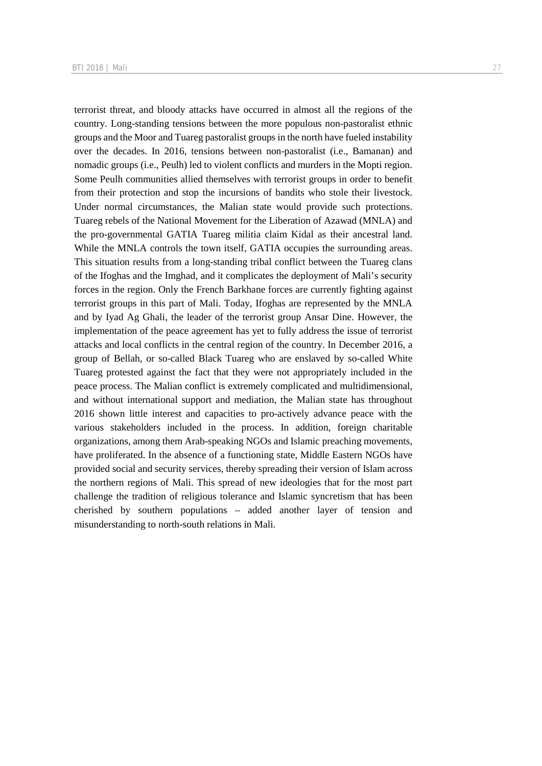terrorist threat, and bloody attacks have occurred in almost all the regions of the country. Long-standing tensions between the more populous non-pastoralist ethnic groups and the Moor and Tuareg pastoralist groups in the north have fueled instability over the decades. In 2016, tensions between non-pastoralist (i.e., Bamanan) and nomadic groups (i.e., Peulh) led to violent conflicts and murders in the Mopti region. Some Peulh communities allied themselves with terrorist groups in order to benefit from their protection and stop the incursions of bandits who stole their livestock. Under normal circumstances, the Malian state would provide such protections. Tuareg rebels of the National Movement for the Liberation of Azawad (MNLA) and the pro-governmental GATIA Tuareg militia claim Kidal as their ancestral land. While the MNLA controls the town itself, GATIA occupies the surrounding areas. This situation results from a long-standing tribal conflict between the Tuareg clans of the Ifoghas and the Imghad, and it complicates the deployment of Mali's security forces in the region. Only the French Barkhane forces are currently fighting against terrorist groups in this part of Mali. Today, Ifoghas are represented by the MNLA and by Iyad Ag Ghali, the leader of the terrorist group Ansar Dine. However, the implementation of the peace agreement has yet to fully address the issue of terrorist attacks and local conflicts in the central region of the country. In December 2016, a group of Bellah, or so-called Black Tuareg who are enslaved by so-called White Tuareg protested against the fact that they were not appropriately included in the peace process. The Malian conflict is extremely complicated and multidimensional, and without international support and mediation, the Malian state has throughout 2016 shown little interest and capacities to pro-actively advance peace with the various stakeholders included in the process. In addition, foreign charitable organizations, among them Arab-speaking NGOs and Islamic preaching movements, have proliferated. In the absence of a functioning state, Middle Eastern NGOs have provided social and security services, thereby spreading their version of Islam across the northern regions of Mali. This spread of new ideologies that for the most part challenge the tradition of religious tolerance and Islamic syncretism that has been cherished by southern populations – added another layer of tension and misunderstanding to north-south relations in Mali.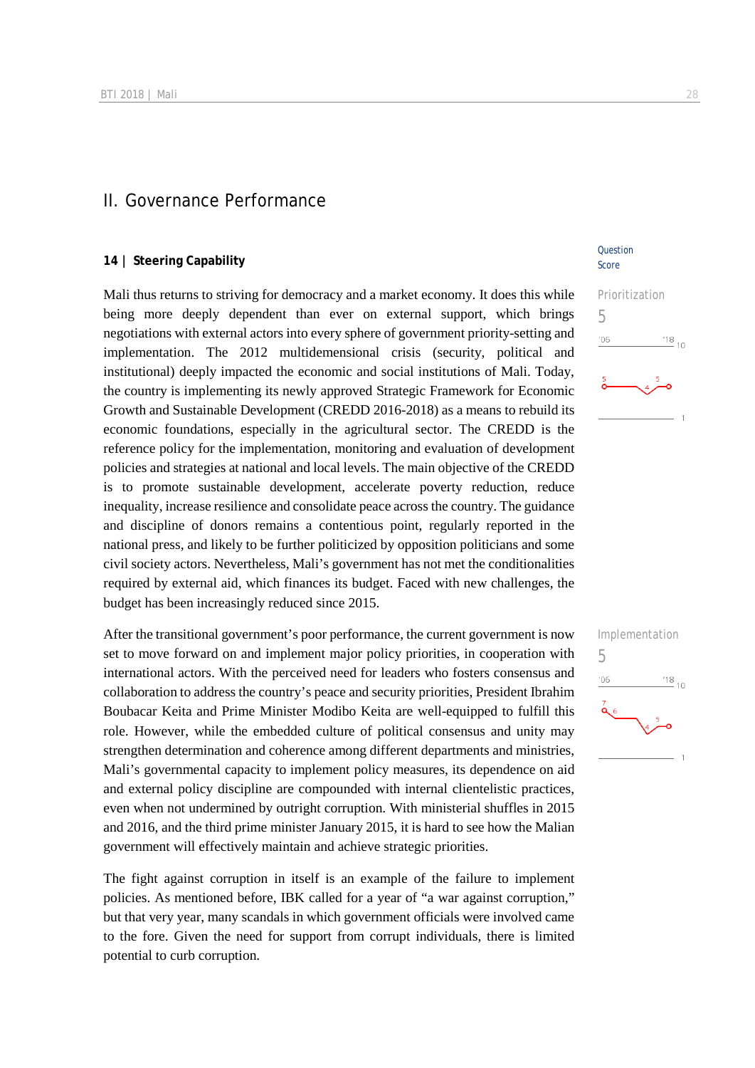## II. Governance Performance

### 14 | Steering Capability

Question Score

Prioritization
5

Mali thus returns to striving for democracy and a market economy. It does this while being more deeply dependent than ever on external support, which brings negotiations with external actors into every sphere of government priority-setting and implementation. The 2012 multidemensional crisis (security, political and institutional) deeply impacted the economic and social institutions of Mali. Today, the country is implementing its newly approved Strategic Framework for Economic Growth and Sustainable Development (CREDD 2016-2018) as a means to rebuild its economic foundations, especially in the agricultural sector. The CREDD is the reference policy for the implementation, monitoring and evaluation of development policies and strategies at national and local levels. The main objective of the CREDD is to promote sustainable development, accelerate poverty reduction, reduce inequality, increase resilience and consolidate peace across the country. The guidance and discipline of donors remains a contentious point, regularly reported in the national press, and likely to be further politicized by opposition politicians and some civil society actors. Nevertheless, Mali's government has not met the conditionalities required by external aid, which finances its budget. Faced with new challenges, the budget has been increasingly reduced since 2015.

Implementation
5

After the transitional government's poor performance, the current government is now set to move forward on and implement major policy priorities, in cooperation with international actors. With the perceived need for leaders who fosters consensus and collaboration to address the country's peace and security priorities, President Ibrahim Boubacar Keita and Prime Minister Modibo Keita are well-equipped to fulfill this role. However, while the embedded culture of political consensus and unity may strengthen determination and coherence among different departments and ministries, Mali's governmental capacity to implement policy measures, its dependence on aid and external policy discipline are compounded with internal clientelistic practices, even when not undermined by outright corruption. With ministerial shuffles in 2015 and 2016, and the third prime minister January 2015, it is hard to see how the Malian government will effectively maintain and achieve strategic priorities.

The fight against corruption in itself is an example of the failure to implement policies. As mentioned before, IBK called for a year of "a war against corruption," but that very year, many scandals in which government officials were involved came to the fore. Given the need for support from corrupt individuals, there is limited potential to curb corruption.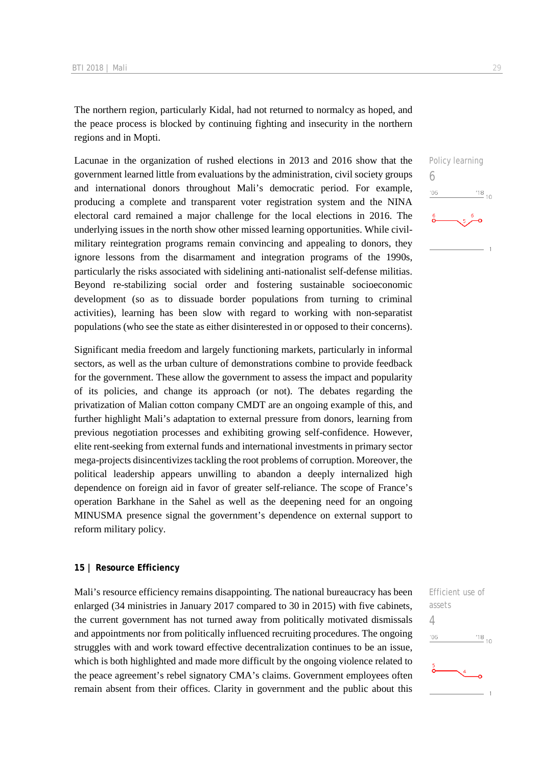The northern region, particularly Kidal, had not returned to normalcy as hoped, and the peace process is blocked by continuing fighting and insecurity in the northern regions and in Mopti.

Policy learning

6

Lacunae in the organization of rushed elections in 2013 and 2016 show that the government learned little from evaluations by the administration, civil society groups and international donors throughout Mali's democratic period. For example, producing a complete and transparent voter registration system and the NINA electoral card remained a major challenge for the local elections in 2016. The underlying issues in the north show other missed learning opportunities. While civil-military reintegration programs remain convincing and appealing to donors, they ignore lessons from the disarmament and integration programs of the 1990s, particularly the risks associated with sidelining anti-nationalist self-defense militias. Beyond re-stabilizing social order and fostering sustainable socioeconomic development (so as to dissuade border populations from turning to criminal activities), learning has been slow with regard to working with non-separatist populations (who see the state as either disinterested in or opposed to their concerns).

Significant media freedom and largely functioning markets, particularly in informal sectors, as well as the urban culture of demonstrations combine to provide feedback for the government. These allow the government to assess the impact and popularity of its policies, and change its approach (or not). The debates regarding the privatization of Malian cotton company CMDT are an ongoing example of this, and further highlight Mali's adaptation to external pressure from donors, learning from previous negotiation processes and exhibiting growing self-confidence. However, elite rent-seeking from external funds and international investments in primary sector mega-projects disincentivizes tackling the root problems of corruption. Moreover, the political leadership appears unwilling to abandon a deeply internalized high dependence on foreign aid in favor of greater self-reliance. The scope of France's operation Barkhane in the Sahel as well as the deepening need for an ongoing MINUSMA presence signal the government's dependence on external support to reform military policy.

## 15 | Resource Efficiency

Efficient use of assets

4

Mali's resource efficiency remains disappointing. The national bureaucracy has been enlarged (34 ministries in January 2017 compared to 30 in 2015) with five cabinets, the current government has not turned away from politically motivated dismissals and appointments nor from politically influenced recruiting procedures. The ongoing struggles with and work toward effective decentralization continues to be an issue, which is both highlighted and made more difficult by the ongoing violence related to the peace agreement's rebel signatory CMA's claims. Government employees often remain absent from their offices. Clarity in government and the public about this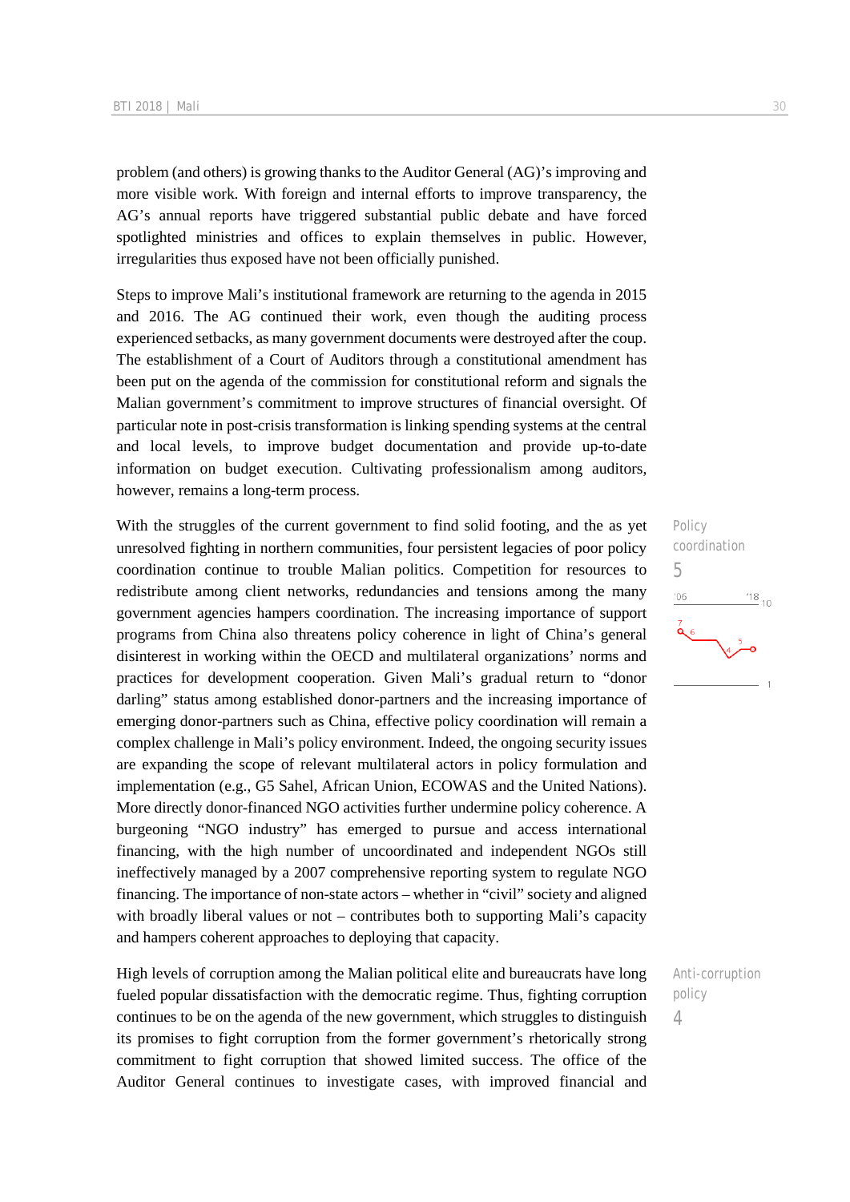problem (and others) is growing thanks to the Auditor General (AG)'s improving and more visible work. With foreign and internal efforts to improve transparency, the AG's annual reports have triggered substantial public debate and have forced spotlighted ministries and offices to explain themselves in public. However, irregularities thus exposed have not been officially punished.

Steps to improve Mali's institutional framework are returning to the agenda in 2015 and 2016. The AG continued their work, even though the auditing process experienced setbacks, as many government documents were destroyed after the coup. The establishment of a Court of Auditors through a constitutional amendment has been put on the agenda of the commission for constitutional reform and signals the Malian government's commitment to improve structures of financial oversight. Of particular note in post-crisis transformation is linking spending systems at the central and local levels, to improve budget documentation and provide up-to-date information on budget execution. Cultivating professionalism among auditors, however, remains a long-term process.

Policy coordination
5

With the struggles of the current government to find solid footing, and the as yet unresolved fighting in northern communities, four persistent legacies of poor policy coordination continue to trouble Malian politics. Competition for resources to redistribute among client networks, redundancies and tensions among the many government agencies hampers coordination. The increasing importance of support programs from China also threatens policy coherence in light of China's general disinterest in working within the OECD and multilateral organizations' norms and practices for development cooperation. Given Mali's gradual return to "donor darling" status among established donor-partners and the increasing importance of emerging donor-partners such as China, effective policy coordination will remain a complex challenge in Mali's policy environment. Indeed, the ongoing security issues are expanding the scope of relevant multilateral actors in policy formulation and implementation (e.g., G5 Sahel, African Union, ECOWAS and the United Nations). More directly donor-financed NGO activities further undermine policy coherence. A burgeoning "NGO industry" has emerged to pursue and access international financing, with the high number of uncoordinated and independent NGOs still ineffectively managed by a 2007 comprehensive reporting system to regulate NGO financing. The importance of non-state actors – whether in "civil" society and aligned with broadly liberal values or not – contributes both to supporting Mali's capacity and hampers coherent approaches to deploying that capacity.

Anti-corruption policy
4

High levels of corruption among the Malian political elite and bureaucrats have long fueled popular dissatisfaction with the democratic regime. Thus, fighting corruption continues to be on the agenda of the new government, which struggles to distinguish its promises to fight corruption from the former government's rhetorically strong commitment to fight corruption that showed limited success. The office of the Auditor General continues to investigate cases, with improved financial and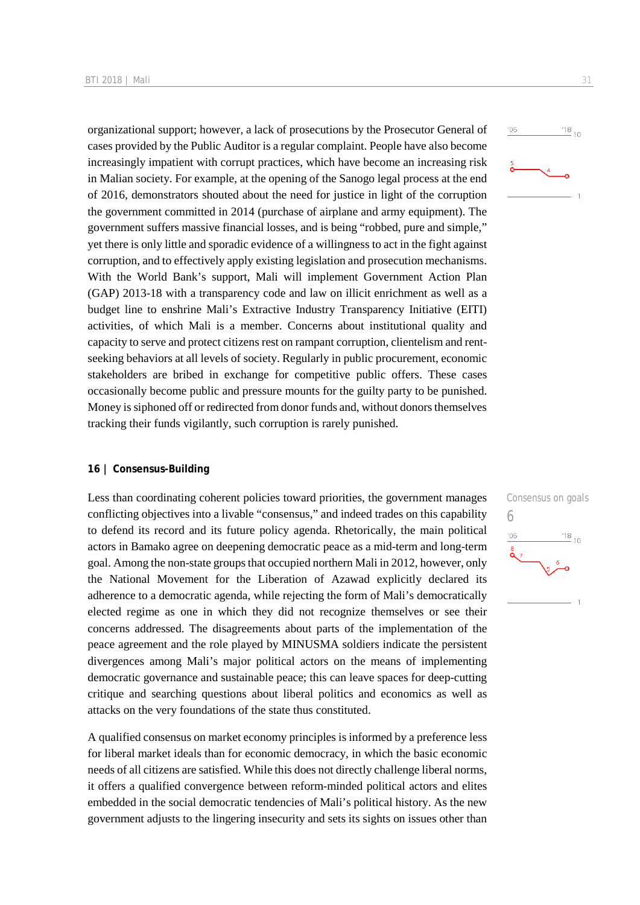organizational support; however, a lack of prosecutions by the Prosecutor General of cases provided by the Public Auditor is a regular complaint. People have also become increasingly impatient with corrupt practices, which have become an increasing risk in Malian society. For example, at the opening of the Sanogo legal process at the end of 2016, demonstrators shouted about the need for justice in light of the corruption the government committed in 2014 (purchase of airplane and army equipment). The government suffers massive financial losses, and is being "robbed, pure and simple," yet there is only little and sporadic evidence of a willingness to act in the fight against corruption, and to effectively apply existing legislation and prosecution mechanisms. With the World Bank's support, Mali will implement Government Action Plan (GAP) 2013-18 with a transparency code and law on illicit enrichment as well as a budget line to enshrine Mali's Extractive Industry Transparency Initiative (EITI) activities, of which Mali is a member. Concerns about institutional quality and capacity to serve and protect citizens rest on rampant corruption, clientelism and rent-seeking behaviors at all levels of society. Regularly in public procurement, economic stakeholders are bribed in exchange for competitive public offers. These cases occasionally become public and pressure mounts for the guilty party to be punished. Money is siphoned off or redirected from donor funds and, without donors themselves tracking their funds vigilantly, such corruption is rarely punished.

## 16 | Consensus-Building

Consensus on goals

6

Less than coordinating coherent policies toward priorities, the government manages conflicting objectives into a livable "consensus," and indeed trades on this capability to defend its record and its future policy agenda. Rhetorically, the main political actors in Bamako agree on deepening democratic peace as a mid-term and long-term goal. Among the non-state groups that occupied northern Mali in 2012, however, only the National Movement for the Liberation of Azawad explicitly declared its adherence to a democratic agenda, while rejecting the form of Mali's democratically elected regime as one in which they did not recognize themselves or see their concerns addressed. The disagreements about parts of the implementation of the peace agreement and the role played by MINUSMA soldiers indicate the persistent divergences among Mali's major political actors on the means of implementing democratic governance and sustainable peace; this can leave spaces for deep-cutting critique and searching questions about liberal politics and economics as well as attacks on the very foundations of the state thus constituted.

A qualified consensus on market economy principles is informed by a preference less for liberal market ideals than for economic democracy, in which the basic economic needs of all citizens are satisfied. While this does not directly challenge liberal norms, it offers a qualified convergence between reform-minded political actors and elites embedded in the social democratic tendencies of Mali's political history. As the new government adjusts to the lingering insecurity and sets its sights on issues other than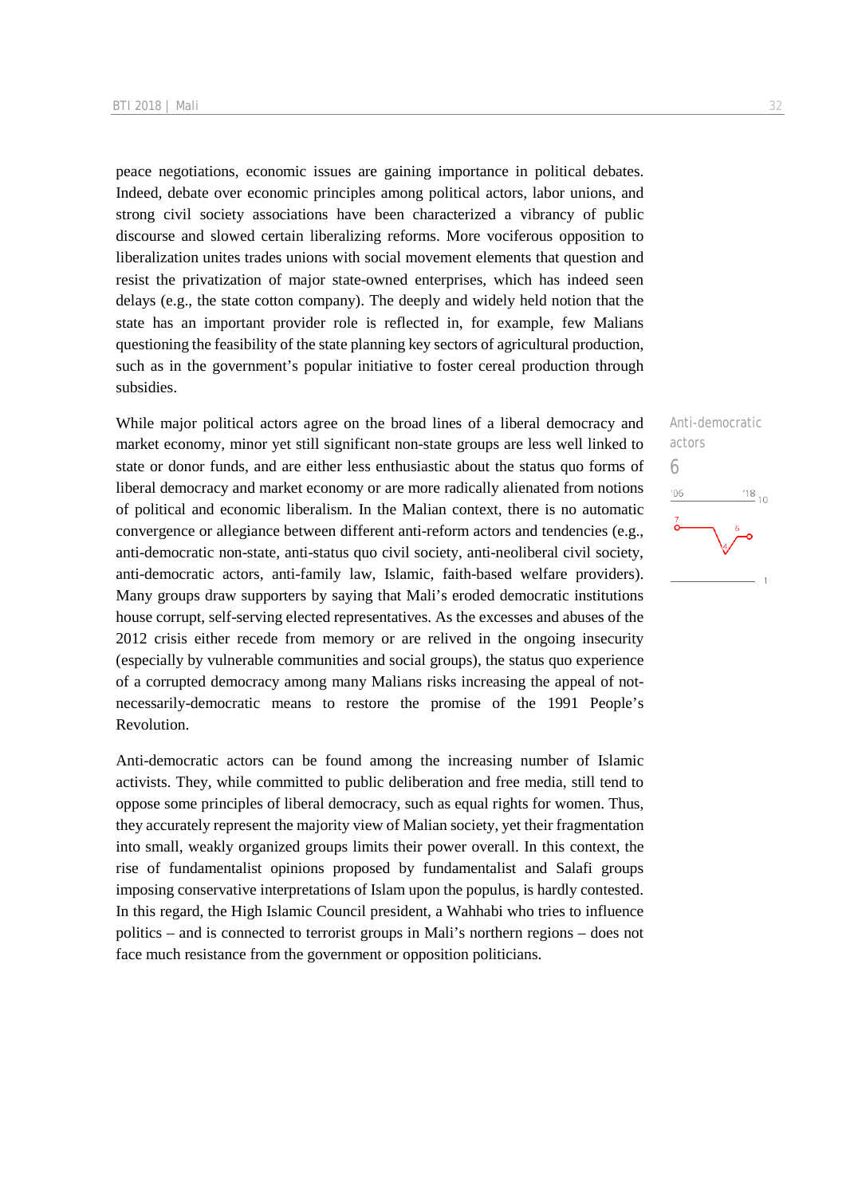peace negotiations, economic issues are gaining importance in political debates. Indeed, debate over economic principles among political actors, labor unions, and strong civil society associations have been characterized a vibrancy of public discourse and slowed certain liberalizing reforms. More vociferous opposition to liberalization unites trades unions with social movement elements that question and resist the privatization of major state-owned enterprises, which has indeed seen delays (e.g., the state cotton company). The deeply and widely held notion that the state has an important provider role is reflected in, for example, few Malians questioning the feasibility of the state planning key sectors of agricultural production, such as in the government's popular initiative to foster cereal production through subsidies.

Anti-democratic actors

6

While major political actors agree on the broad lines of a liberal democracy and market economy, minor yet still significant non-state groups are less well linked to state or donor funds, and are either less enthusiastic about the status quo forms of liberal democracy and market economy or are more radically alienated from notions of political and economic liberalism. In the Malian context, there is no automatic convergence or allegiance between different anti-reform actors and tendencies (e.g., anti-democratic non-state, anti-status quo civil society, anti-neoliberal civil society, anti-democratic actors, anti-family law, Islamic, faith-based welfare providers). Many groups draw supporters by saying that Mali's eroded democratic institutions house corrupt, self-serving elected representatives. As the excesses and abuses of the 2012 crisis either recede from memory or are relived in the ongoing insecurity (especially by vulnerable communities and social groups), the status quo experience of a corrupted democracy among many Malians risks increasing the appeal of not-necessarily-democratic means to restore the promise of the 1991 People's Revolution.

Anti-democratic actors can be found among the increasing number of Islamic activists. They, while committed to public deliberation and free media, still tend to oppose some principles of liberal democracy, such as equal rights for women. Thus, they accurately represent the majority view of Malian society, yet their fragmentation into small, weakly organized groups limits their power overall. In this context, the rise of fundamentalist opinions proposed by fundamentalist and Salafi groups imposing conservative interpretations of Islam upon the populus, is hardly contested. In this regard, the High Islamic Council president, a Wahhabi who tries to influence politics – and is connected to terrorist groups in Mali's northern regions – does not face much resistance from the government or opposition politicians.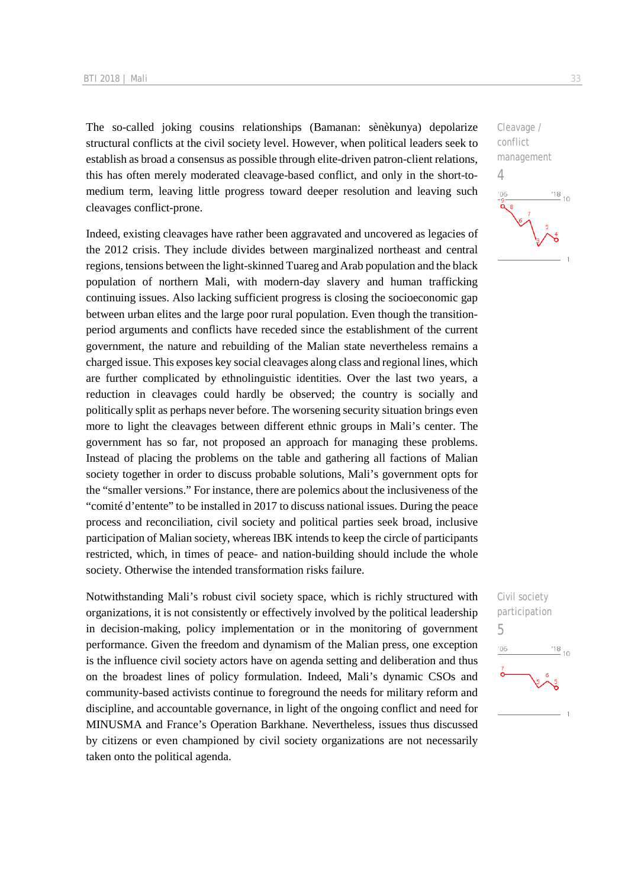The so-called joking cousins relationships (Bamanan: sènèkunya) depolarize structural conflicts at the civil society level. However, when political leaders seek to establish as broad a consensus as possible through elite-driven patron-client relations, this has often merely moderated cleavage-based conflict, and only in the short-to-medium term, leaving little progress toward deeper resolution and leaving such cleavages conflict-prone.

Cleavage / conflict management
4

Indeed, existing cleavages have rather been aggravated and uncovered as legacies of the 2012 crisis. They include divides between marginalized northeast and central regions, tensions between the light-skinned Tuareg and Arab population and the black population of northern Mali, with modern-day slavery and human trafficking continuing issues. Also lacking sufficient progress is closing the socioeconomic gap between urban elites and the large poor rural population. Even though the transition-period arguments and conflicts have receded since the establishment of the current government, the nature and rebuilding of the Malian state nevertheless remains a charged issue. This exposes key social cleavages along class and regional lines, which are further complicated by ethnolinguistic identities. Over the last two years, a reduction in cleavages could hardly be observed; the country is socially and politically split as perhaps never before. The worsening security situation brings even more to light the cleavages between different ethnic groups in Mali's center. The government has so far, not proposed an approach for managing these problems. Instead of placing the problems on the table and gathering all factions of Malian society together in order to discuss probable solutions, Mali's government opts for the "smaller versions." For instance, there are polemics about the inclusiveness of the "comité d'entente" to be installed in 2017 to discuss national issues. During the peace process and reconciliation, civil society and political parties seek broad, inclusive participation of Malian society, whereas IBK intends to keep the circle of participants restricted, which, in times of peace- and nation-building should include the whole society. Otherwise the intended transformation risks failure.

Civil society participation
5

Notwithstanding Mali's robust civil society space, which is richly structured with organizations, it is not consistently or effectively involved by the political leadership in decision-making, policy implementation or in the monitoring of government performance. Given the freedom and dynamism of the Malian press, one exception is the influence civil society actors have on agenda setting and deliberation and thus on the broadest lines of policy formulation. Indeed, Mali's dynamic CSOs and community-based activists continue to foreground the needs for military reform and discipline, and accountable governance, in light of the ongoing conflict and need for MINUSMA and France's Operation Barkhane. Nevertheless, issues thus discussed by citizens or even championed by civil society organizations are not necessarily taken onto the political agenda.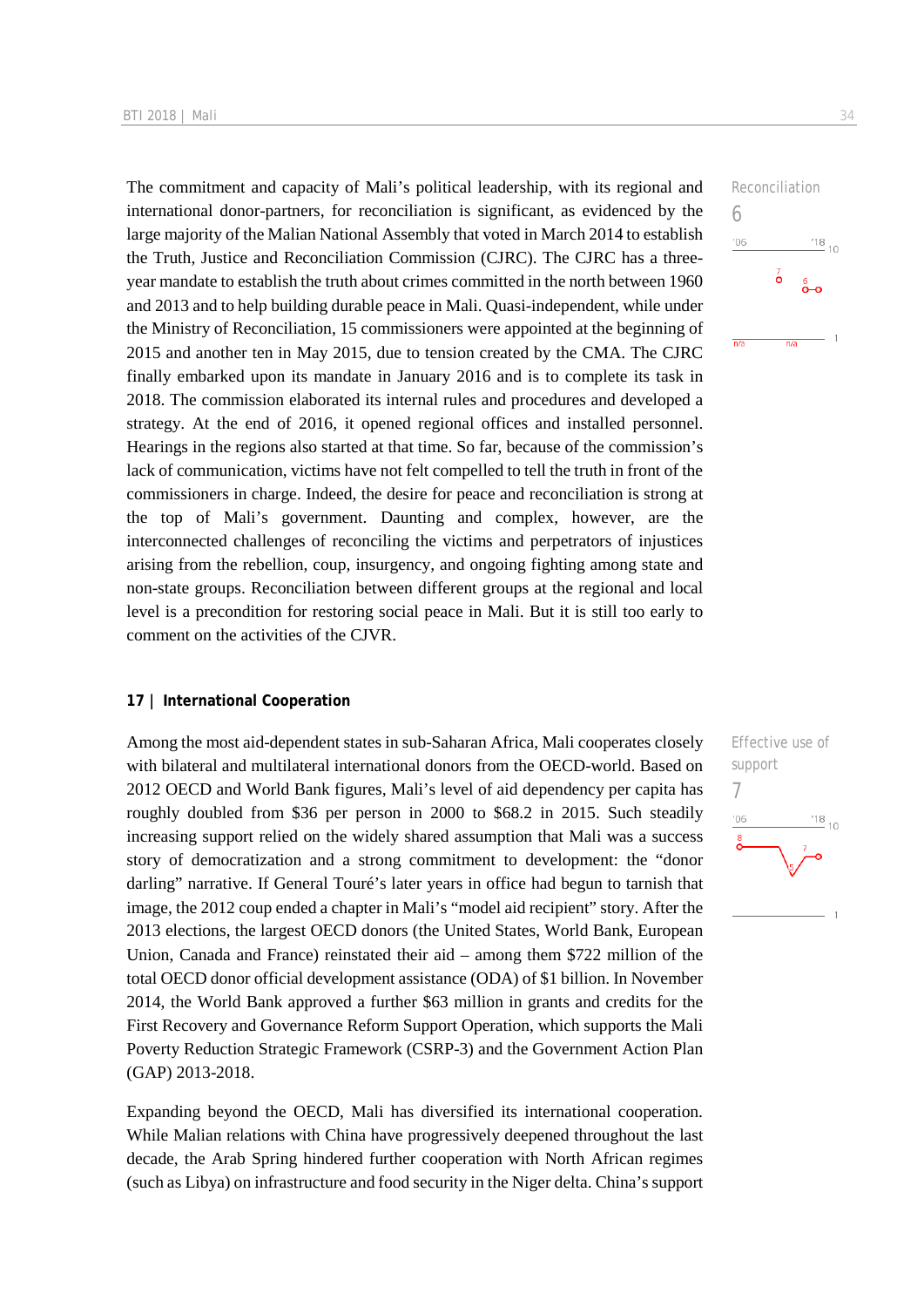The commitment and capacity of Mali's political leadership, with its regional and international donor-partners, for reconciliation is significant, as evidenced by the large majority of the Malian National Assembly that voted in March 2014 to establish the Truth, Justice and Reconciliation Commission (CJRC). The CJRC has a three-year mandate to establish the truth about crimes committed in the north between 1960 and 2013 and to help building durable peace in Mali. Quasi-independent, while under the Ministry of Reconciliation, 15 commissioners were appointed at the beginning of 2015 and another ten in May 2015, due to tension created by the CMA. The CJRC finally embarked upon its mandate in January 2016 and is to complete its task in 2018. The commission elaborated its internal rules and procedures and developed a strategy. At the end of 2016, it opened regional offices and installed personnel. Hearings in the regions also started at that time. So far, because of the commission's lack of communication, victims have not felt compelled to tell the truth in front of the commissioners in charge. Indeed, the desire for peace and reconciliation is strong at the top of Mali's government. Daunting and complex, however, are the interconnected challenges of reconciling the victims and perpetrators of injustices arising from the rebellion, coup, insurgency, and ongoing fighting among state and non-state groups. Reconciliation between different groups at the regional and local level is a precondition for restoring social peace in Mali. But it is still too early to comment on the activities of the CJVR.

Reconciliation
6

## 17 | International Cooperation

Among the most aid-dependent states in sub-Saharan Africa, Mali cooperates closely with bilateral and multilateral international donors from the OECD-world. Based on 2012 OECD and World Bank figures, Mali's level of aid dependency per capita has roughly doubled from $36 per person in 2000 to $68.2 in 2015. Such steadily increasing support relied on the widely shared assumption that Mali was a success story of democratization and a strong commitment to development: the "donor darling" narrative. If General Touré's later years in office had begun to tarnish that image, the 2012 coup ended a chapter in Mali's "model aid recipient" story. After the 2013 elections, the largest OECD donors (the United States, World Bank, European Union, Canada and France) reinstated their aid – among them $722 million of the total OECD donor official development assistance (ODA) of $1 billion. In November 2014, the World Bank approved a further $63 million in grants and credits for the First Recovery and Governance Reform Support Operation, which supports the Mali Poverty Reduction Strategic Framework (CSRP-3) and the Government Action Plan (GAP) 2013-2018.

Effective use of support
7

Expanding beyond the OECD, Mali has diversified its international cooperation. While Malian relations with China have progressively deepened throughout the last decade, the Arab Spring hindered further cooperation with North African regimes (such as Libya) on infrastructure and food security in the Niger delta. China's support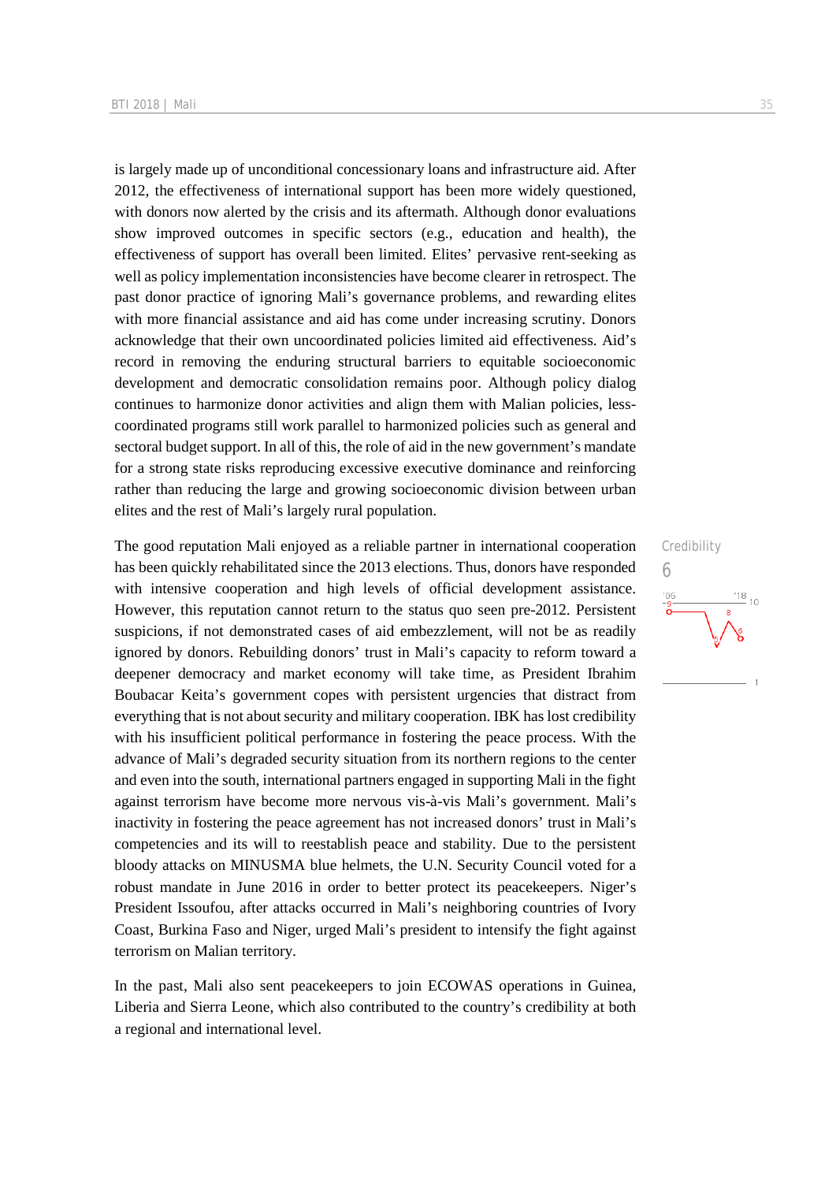is largely made up of unconditional concessionary loans and infrastructure aid. After 2012, the effectiveness of international support has been more widely questioned, with donors now alerted by the crisis and its aftermath. Although donor evaluations show improved outcomes in specific sectors (e.g., education and health), the effectiveness of support has overall been limited. Elites' pervasive rent-seeking as well as policy implementation inconsistencies have become clearer in retrospect. The past donor practice of ignoring Mali's governance problems, and rewarding elites with more financial assistance and aid has come under increasing scrutiny. Donors acknowledge that their own uncoordinated policies limited aid effectiveness. Aid's record in removing the enduring structural barriers to equitable socioeconomic development and democratic consolidation remains poor. Although policy dialog continues to harmonize donor activities and align them with Malian policies, less-coordinated programs still work parallel to harmonized policies such as general and sectoral budget support. In all of this, the role of aid in the new government's mandate for a strong state risks reproducing excessive executive dominance and reinforcing rather than reducing the large and growing socioeconomic division between urban elites and the rest of Mali's largely rural population.

Credibility
6

The good reputation Mali enjoyed as a reliable partner in international cooperation has been quickly rehabilitated since the 2013 elections. Thus, donors have responded with intensive cooperation and high levels of official development assistance. However, this reputation cannot return to the status quo seen pre-2012. Persistent suspicions, if not demonstrated cases of aid embezzlement, will not be as readily ignored by donors. Rebuilding donors' trust in Mali's capacity to reform toward a deepener democracy and market economy will take time, as President Ibrahim Boubacar Keita's government copes with persistent urgencies that distract from everything that is not about security and military cooperation. IBK has lost credibility with his insufficient political performance in fostering the peace process. With the advance of Mali's degraded security situation from its northern regions to the center and even into the south, international partners engaged in supporting Mali in the fight against terrorism have become more nervous vis-à-vis Mali's government. Mali's inactivity in fostering the peace agreement has not increased donors' trust in Mali's competencies and its will to reestablish peace and stability. Due to the persistent bloody attacks on MINUSMA blue helmets, the U.N. Security Council voted for a robust mandate in June 2016 in order to better protect its peacekeepers. Niger's President Issoufou, after attacks occurred in Mali's neighboring countries of Ivory Coast, Burkina Faso and Niger, urged Mali's president to intensify the fight against terrorism on Malian territory.

In the past, Mali also sent peacekeepers to join ECOWAS operations in Guinea, Liberia and Sierra Leone, which also contributed to the country's credibility at both a regional and international level.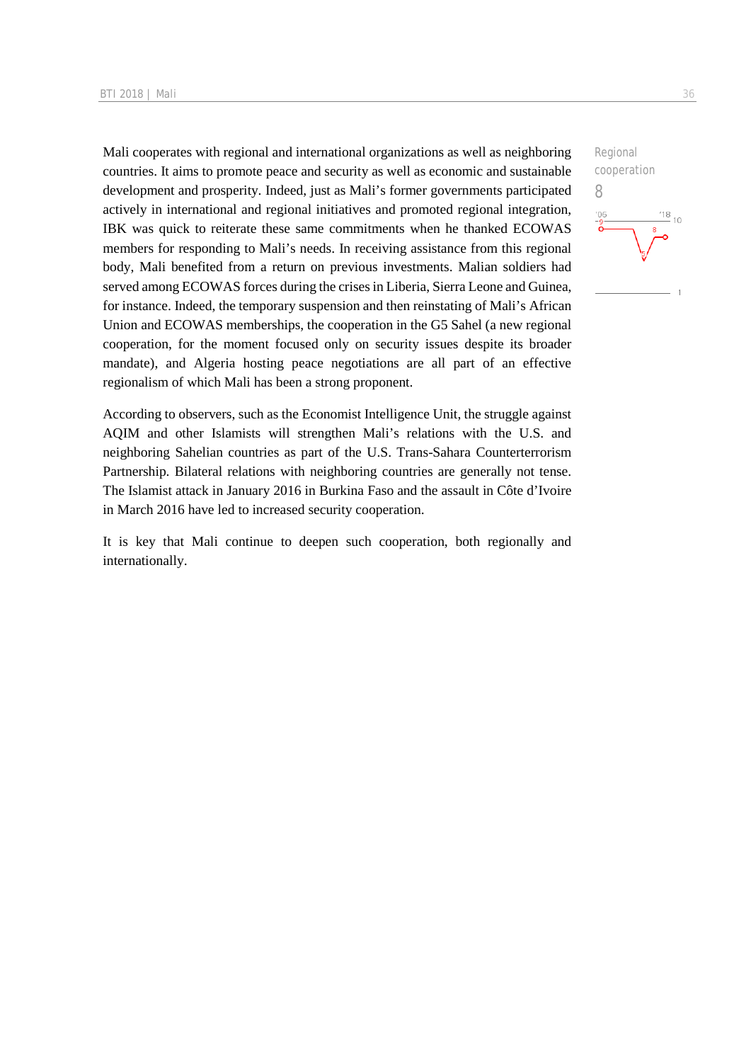Mali cooperates with regional and international organizations as well as neighboring countries. It aims to promote peace and security as well as economic and sustainable development and prosperity. Indeed, just as Mali's former governments participated actively in international and regional initiatives and promoted regional integration, IBK was quick to reiterate these same commitments when he thanked ECOWAS members for responding to Mali's needs. In receiving assistance from this regional body, Mali benefited from a return on previous investments. Malian soldiers had served among ECOWAS forces during the crises in Liberia, Sierra Leone and Guinea, for instance. Indeed, the temporary suspension and then reinstating of Mali's African Union and ECOWAS memberships, the cooperation in the G5 Sahel (a new regional cooperation, for the moment focused only on security issues despite its broader mandate), and Algeria hosting peace negotiations are all part of an effective regionalism of which Mali has been a strong proponent.

Regional cooperation
8

According to observers, such as the Economist Intelligence Unit, the struggle against AQIM and other Islamists will strengthen Mali's relations with the U.S. and neighboring Sahelian countries as part of the U.S. Trans-Sahara Counterterrorism Partnership. Bilateral relations with neighboring countries are generally not tense. The Islamist attack in January 2016 in Burkina Faso and the assault in Côte d'Ivoire in March 2016 have led to increased security cooperation.

It is key that Mali continue to deepen such cooperation, both regionally and internationally.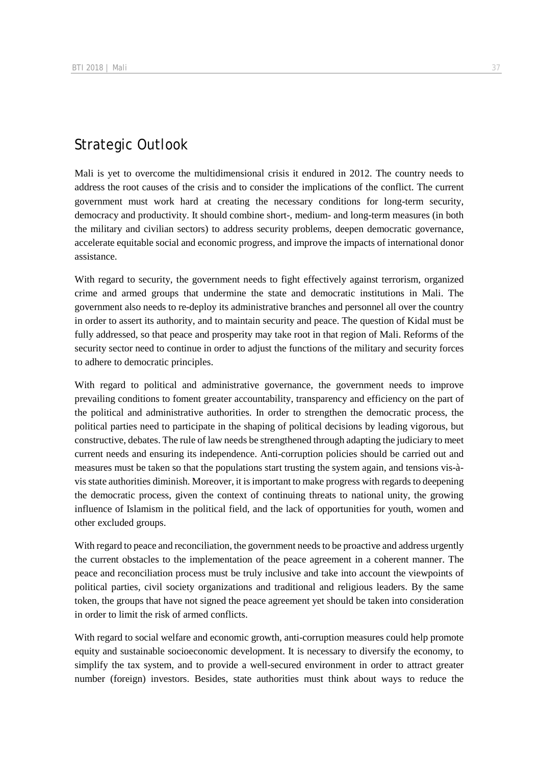## Strategic Outlook

Mali is yet to overcome the multidimensional crisis it endured in 2012. The country needs to address the root causes of the crisis and to consider the implications of the conflict. The current government must work hard at creating the necessary conditions for long-term security, democracy and productivity. It should combine short-, medium- and long-term measures (in both the military and civilian sectors) to address security problems, deepen democratic governance, accelerate equitable social and economic progress, and improve the impacts of international donor assistance.

With regard to security, the government needs to fight effectively against terrorism, organized crime and armed groups that undermine the state and democratic institutions in Mali. The government also needs to re-deploy its administrative branches and personnel all over the country in order to assert its authority, and to maintain security and peace. The question of Kidal must be fully addressed, so that peace and prosperity may take root in that region of Mali. Reforms of the security sector need to continue in order to adjust the functions of the military and security forces to adhere to democratic principles.

With regard to political and administrative governance, the government needs to improve prevailing conditions to foment greater accountability, transparency and efficiency on the part of the political and administrative authorities. In order to strengthen the democratic process, the political parties need to participate in the shaping of political decisions by leading vigorous, but constructive, debates. The rule of law needs be strengthened through adapting the judiciary to meet current needs and ensuring its independence. Anti-corruption policies should be carried out and measures must be taken so that the populations start trusting the system again, and tensions vis-à-vis state authorities diminish. Moreover, it is important to make progress with regards to deepening the democratic process, given the context of continuing threats to national unity, the growing influence of Islamism in the political field, and the lack of opportunities for youth, women and other excluded groups.

With regard to peace and reconciliation, the government needs to be proactive and address urgently the current obstacles to the implementation of the peace agreement in a coherent manner. The peace and reconciliation process must be truly inclusive and take into account the viewpoints of political parties, civil society organizations and traditional and religious leaders. By the same token, the groups that have not signed the peace agreement yet should be taken into consideration in order to limit the risk of armed conflicts.

With regard to social welfare and economic growth, anti-corruption measures could help promote equity and sustainable socioeconomic development. It is necessary to diversify the economy, to simplify the tax system, and to provide a well-secured environment in order to attract greater number (foreign) investors. Besides, state authorities must think about ways to reduce the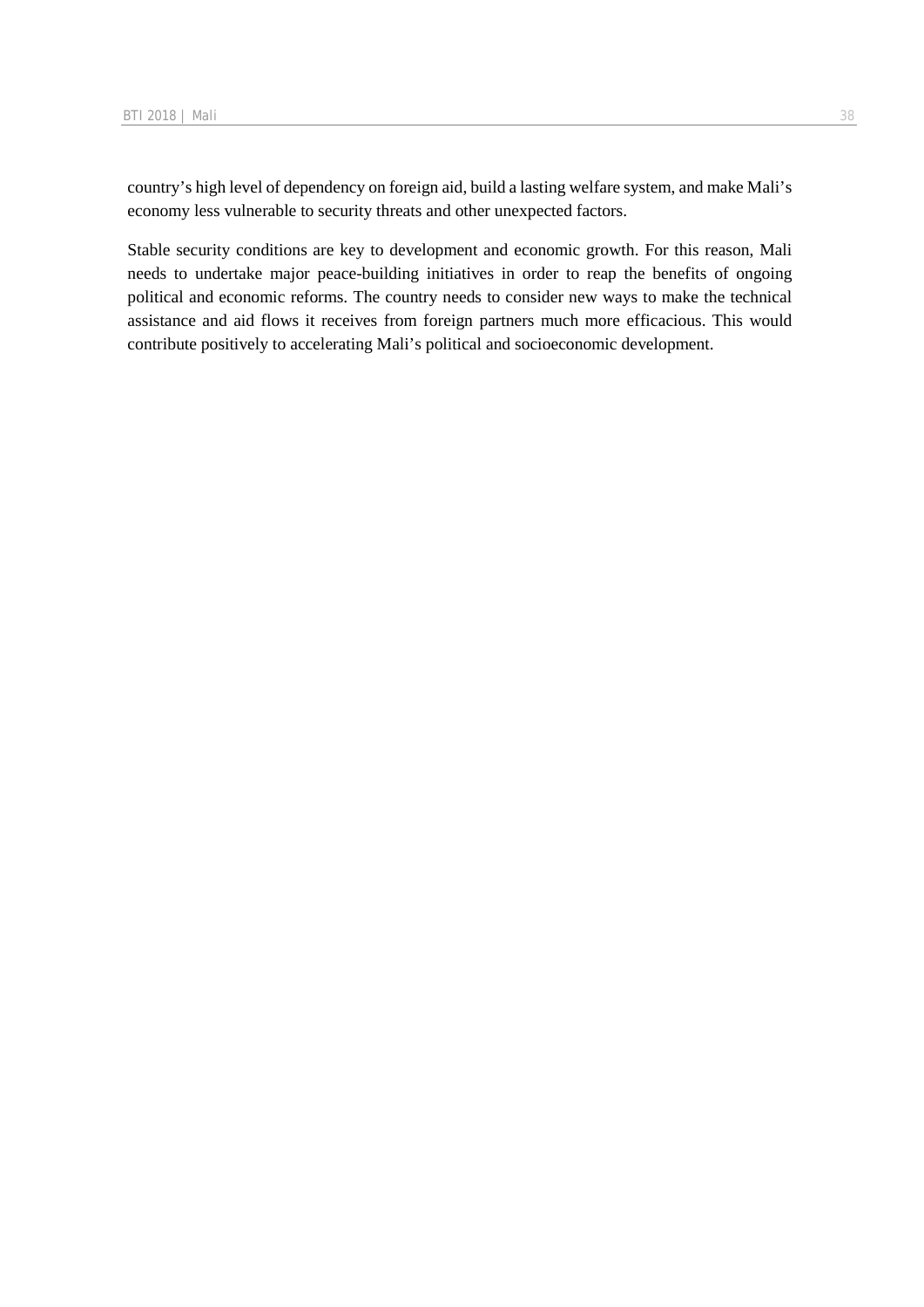country's high level of dependency on foreign aid, build a lasting welfare system, and make Mali's economy less vulnerable to security threats and other unexpected factors.

Stable security conditions are key to development and economic growth. For this reason, Mali needs to undertake major peace-building initiatives in order to reap the benefits of ongoing political and economic reforms. The country needs to consider new ways to make the technical assistance and aid flows it receives from foreign partners much more efficacious. This would contribute positively to accelerating Mali's political and socioeconomic development.